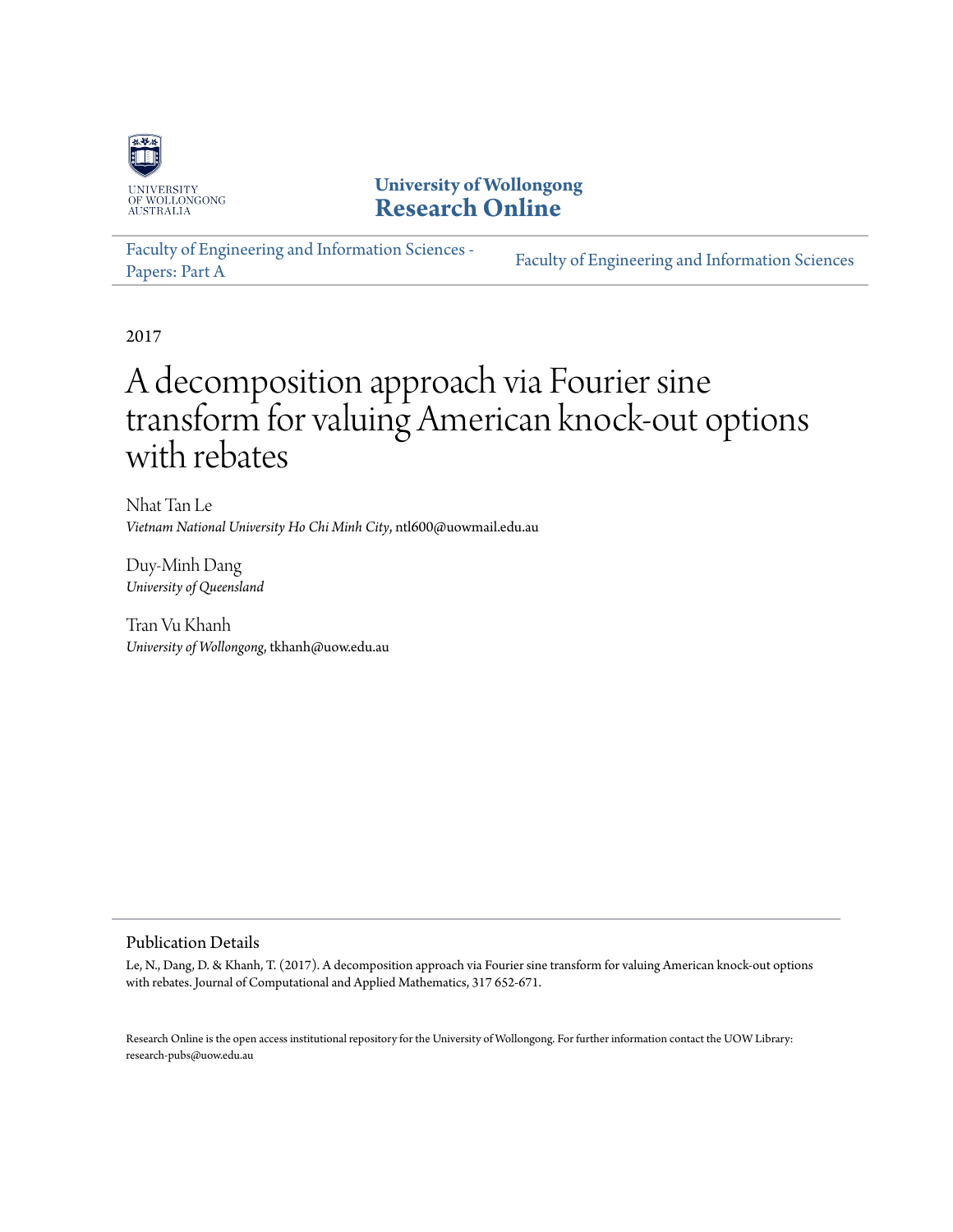University of Wollongong
Research Online

Faculty of Engineering and Information Sciences - Papers: Part A

Faculty of Engineering and Information Sciences

2017

# A decomposition approach via Fourier sine transform for valuing American knock-out options with rebates

Nhat Tan Le
*Vietnam National University Ho Chi Minh City*, ntl600@uowmail.edu.au

Duy-Minh Dang
*University of Queensland*

Tran Vu Khanh
*University of Wollongong*, tkhanh@uow.edu.au

## Publication Details

Le, N., Dang, D. & Khanh, T. (2017). A decomposition approach via Fourier sine transform for valuing American knock-out options with rebates. Journal of Computational and Applied Mathematics, 317 652-671.

Research Online is the open access institutional repository for the University of Wollongong. For further information contact the UOW Library: research-pubs@uow.edu.au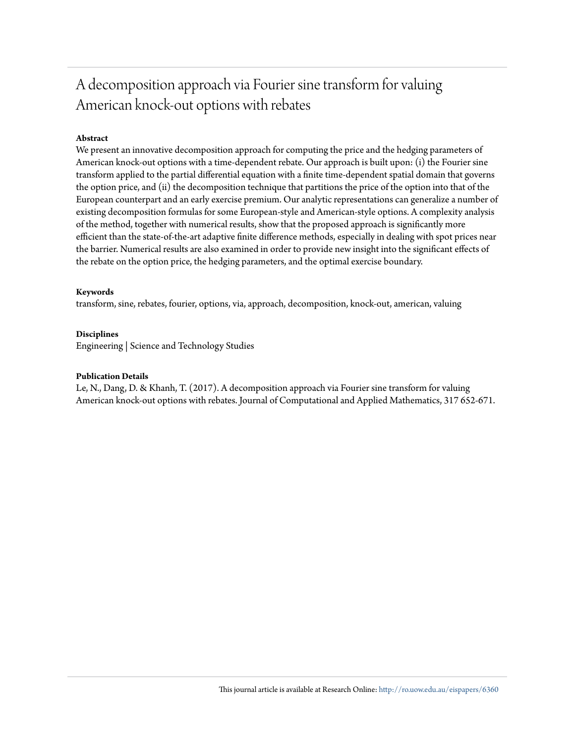# A decomposition approach via Fourier sine transform for valuing American knock-out options with rebates

**Abstract**

We present an innovative decomposition approach for computing the price and the hedging parameters of American knock-out options with a time-dependent rebate. Our approach is built upon: (i) the Fourier sine transform applied to the partial differential equation with a finite time-dependent spatial domain that governs the option price, and (ii) the decomposition technique that partitions the price of the option into that of the European counterpart and an early exercise premium. Our analytic representations can generalize a number of existing decomposition formulas for some European-style and American-style options. A complexity analysis of the method, together with numerical results, show that the proposed approach is significantly more efficient than the state-of-the-art adaptive finite difference methods, especially in dealing with spot prices near the barrier. Numerical results are also examined in order to provide new insight into the significant effects of the rebate on the option price, the hedging parameters, and the optimal exercise boundary.

**Keywords**

transform, sine, rebates, fourier, options, via, approach, decomposition, knock-out, american, valuing

**Disciplines**

Engineering | Science and Technology Studies

**Publication Details**

Le, N., Dang, D. & Khanh, T. (2017). A decomposition approach via Fourier sine transform for valuing American knock-out options with rebates. Journal of Computational and Applied Mathematics, 317 652-671.

This journal article is available at Research Online: http://ro.uow.edu.au/eispapers/6360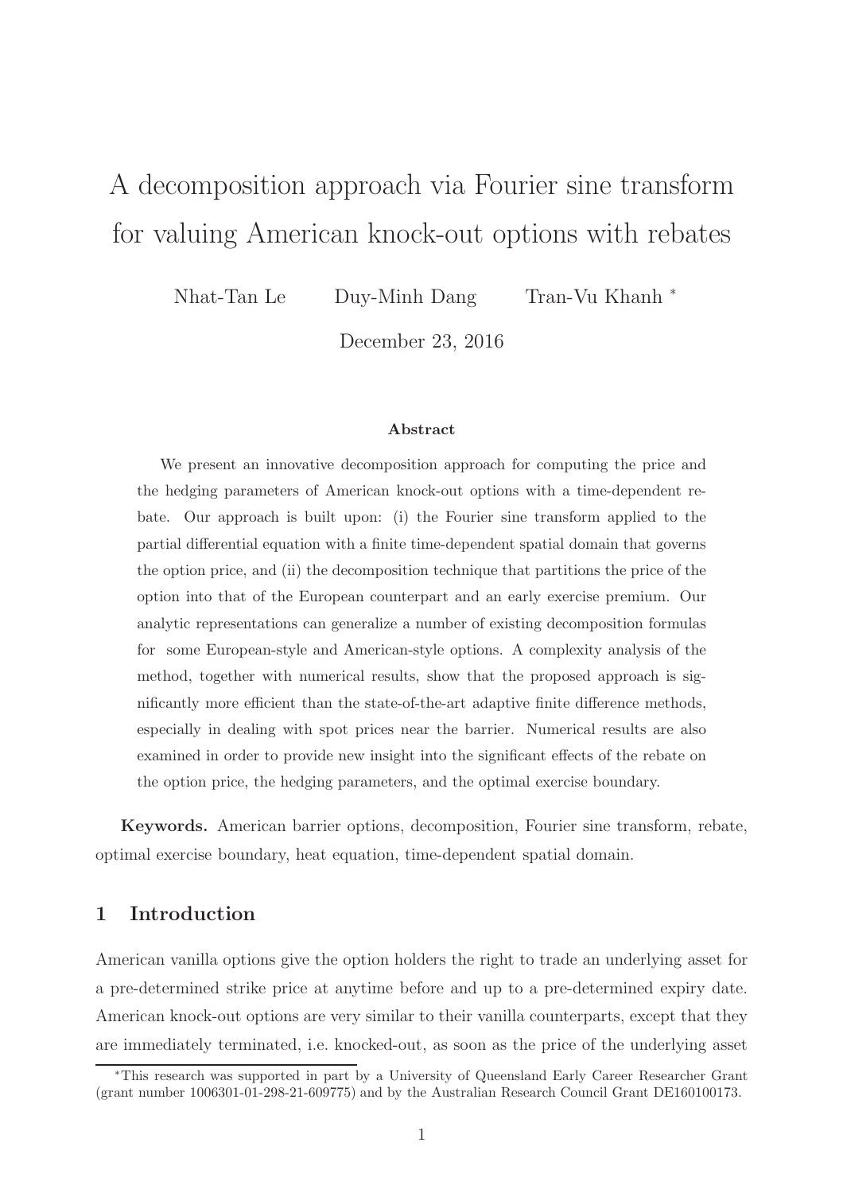# A decomposition approach via Fourier sine transform for valuing American knock-out options with rebates

Nhat-Tan Le  Duy-Minh Dang  Tran-Vu Khanh [*]

December 23, 2016

### Abstract

We present an innovative decomposition approach for computing the price and the hedging parameters of American knock-out options with a time-dependent rebate. Our approach is built upon: (i) the Fourier sine transform applied to the partial differential equation with a finite time-dependent spatial domain that governs the option price, and (ii) the decomposition technique that partitions the price of the option into that of the European counterpart and an early exercise premium. Our analytic representations can generalize a number of existing decomposition formulas for some European-style and American-style options. A complexity analysis of the method, together with numerical results, show that the proposed approach is significantly more efficient than the state-of-the-art adaptive finite difference methods, especially in dealing with spot prices near the barrier. Numerical results are also examined in order to provide new insight into the significant effects of the rebate on the option price, the hedging parameters, and the optimal exercise boundary.

**Keywords.** American barrier options, decomposition, Fourier sine transform, rebate, optimal exercise boundary, heat equation, time-dependent spatial domain.

## 1 Introduction

American vanilla options give the option holders the right to trade an underlying asset for a pre-determined strike price at anytime before and up to a pre-determined expiry date. American knock-out options are very similar to their vanilla counterparts, except that they are immediately terminated, i.e. knocked-out, as soon as the price of the underlying asset

[*]This research was supported in part by a University of Queensland Early Career Researcher Grant (grant number 1006301-01-298-21-609775) and by the Australian Research Council Grant DE160100173.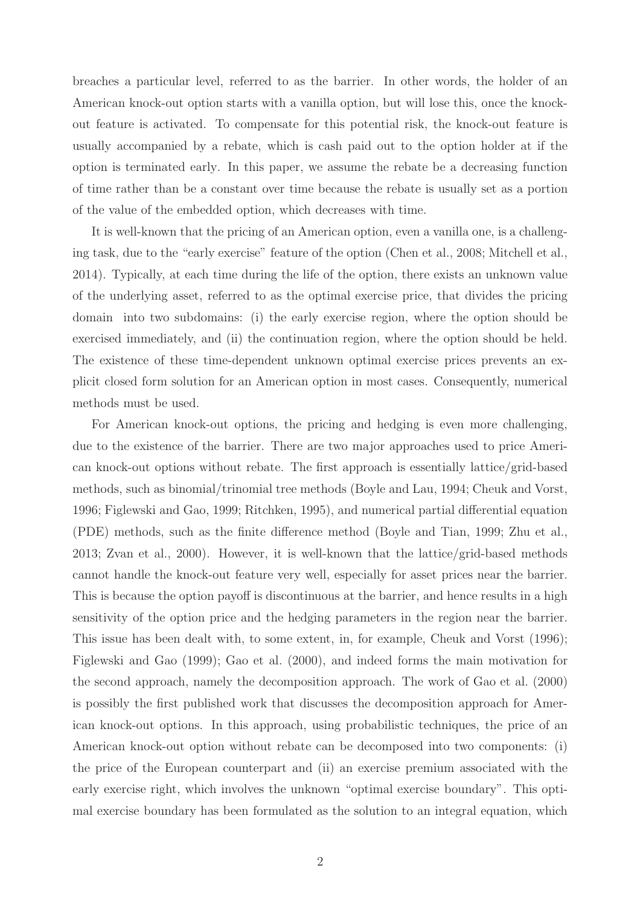breaches a particular level, referred to as the barrier. In other words, the holder of an American knock-out option starts with a vanilla option, but will lose this, once the knock-out feature is activated. To compensate for this potential risk, the knock-out feature is usually accompanied by a rebate, which is cash paid out to the option holder at if the option is terminated early. In this paper, we assume the rebate be a decreasing function of time rather than be a constant over time because the rebate is usually set as a portion of the value of the embedded option, which decreases with time.

It is well-known that the pricing of an American option, even a vanilla one, is a challenging task, due to the "early exercise" feature of the option (Chen et al., 2008; Mitchell et al., 2014). Typically, at each time during the life of the option, there exists an unknown value of the underlying asset, referred to as the optimal exercise price, that divides the pricing domain into two subdomains: (i) the early exercise region, where the option should be exercised immediately, and (ii) the continuation region, where the option should be held. The existence of these time-dependent unknown optimal exercise prices prevents an explicit closed form solution for an American option in most cases. Consequently, numerical methods must be used.

For American knock-out options, the pricing and hedging is even more challenging, due to the existence of the barrier. There are two major approaches used to price American knock-out options without rebate. The first approach is essentially lattice/grid-based methods, such as binomial/trinomial tree methods (Boyle and Lau, 1994; Cheuk and Vorst, 1996; Figlewski and Gao, 1999; Ritchken, 1995), and numerical partial differential equation (PDE) methods, such as the finite difference method (Boyle and Tian, 1999; Zhu et al., 2013; Zvan et al., 2000). However, it is well-known that the lattice/grid-based methods cannot handle the knock-out feature very well, especially for asset prices near the barrier. This is because the option payoff is discontinuous at the barrier, and hence results in a high sensitivity of the option price and the hedging parameters in the region near the barrier. This issue has been dealt with, to some extent, in, for example, Cheuk and Vorst (1996); Figlewski and Gao (1999); Gao et al. (2000), and indeed forms the main motivation for the second approach, namely the decomposition approach. The work of Gao et al. (2000) is possibly the first published work that discusses the decomposition approach for American knock-out options. In this approach, using probabilistic techniques, the price of an American knock-out option without rebate can be decomposed into two components: (i) the price of the European counterpart and (ii) an exercise premium associated with the early exercise right, which involves the unknown "optimal exercise boundary". This optimal exercise boundary has been formulated as the solution to an integral equation, which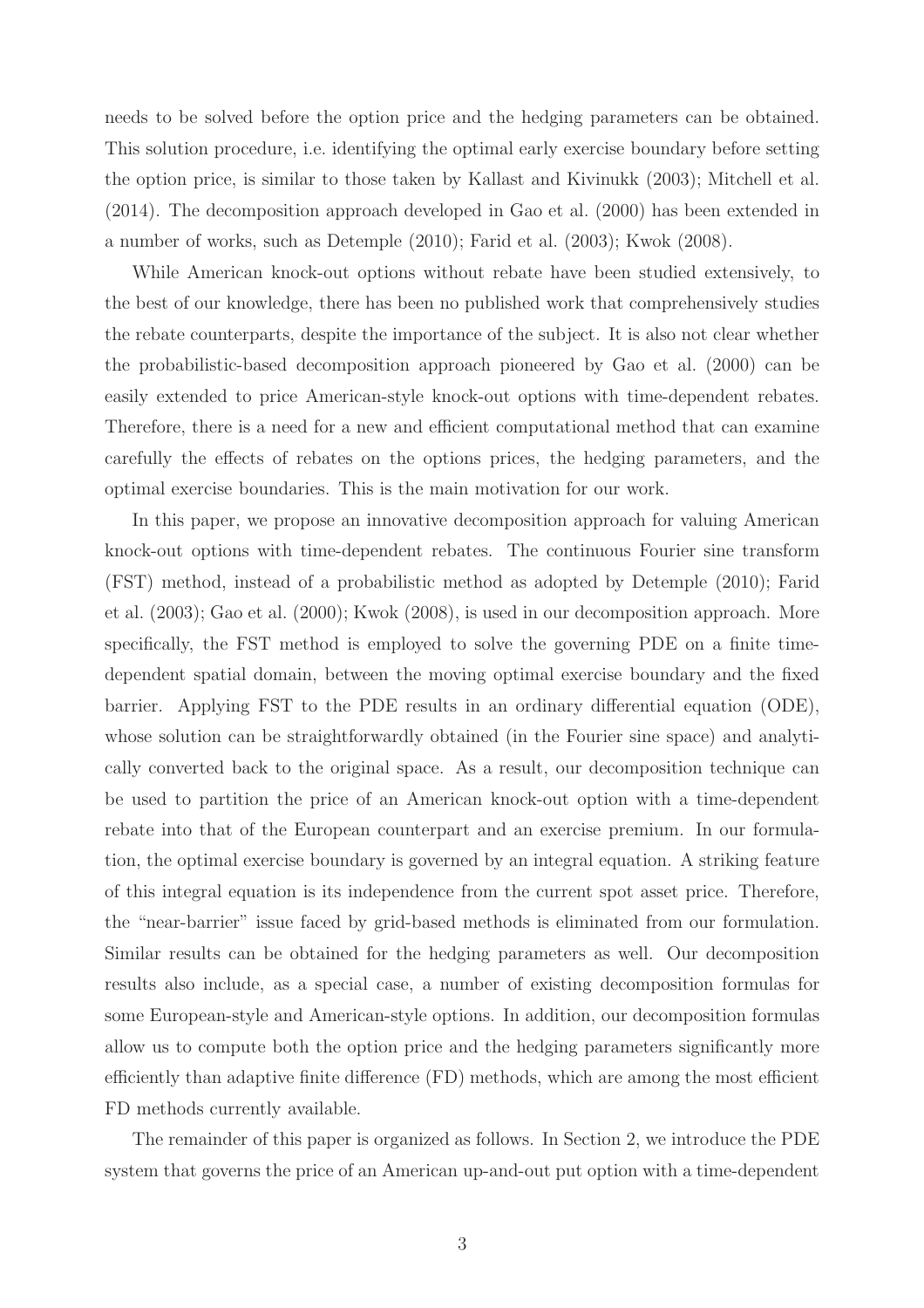needs to be solved before the option price and the hedging parameters can be obtained. This solution procedure, i.e. identifying the optimal early exercise boundary before setting the option price, is similar to those taken by Kallast and Kivinukk (2003); Mitchell et al. (2014). The decomposition approach developed in Gao et al. (2000) has been extended in a number of works, such as Detemple (2010); Farid et al. (2003); Kwok (2008).

While American knock-out options without rebate have been studied extensively, to the best of our knowledge, there has been no published work that comprehensively studies the rebate counterparts, despite the importance of the subject. It is also not clear whether the probabilistic-based decomposition approach pioneered by Gao et al. (2000) can be easily extended to price American-style knock-out options with time-dependent rebates. Therefore, there is a need for a new and efficient computational method that can examine carefully the effects of rebates on the options prices, the hedging parameters, and the optimal exercise boundaries. This is the main motivation for our work.

In this paper, we propose an innovative decomposition approach for valuing American knock-out options with time-dependent rebates. The continuous Fourier sine transform (FST) method, instead of a probabilistic method as adopted by Detemple (2010); Farid et al. (2003); Gao et al. (2000); Kwok (2008), is used in our decomposition approach. More specifically, the FST method is employed to solve the governing PDE on a finite time-dependent spatial domain, between the moving optimal exercise boundary and the fixed barrier. Applying FST to the PDE results in an ordinary differential equation (ODE), whose solution can be straightforwardly obtained (in the Fourier sine space) and analytically converted back to the original space. As a result, our decomposition technique can be used to partition the price of an American knock-out option with a time-dependent rebate into that of the European counterpart and an exercise premium. In our formulation, the optimal exercise boundary is governed by an integral equation. A striking feature of this integral equation is its independence from the current spot asset price. Therefore, the "near-barrier" issue faced by grid-based methods is eliminated from our formulation. Similar results can be obtained for the hedging parameters as well. Our decomposition results also include, as a special case, a number of existing decomposition formulas for some European-style and American-style options. In addition, our decomposition formulas allow us to compute both the option price and the hedging parameters significantly more efficiently than adaptive finite difference (FD) methods, which are among the most efficient FD methods currently available.

The remainder of this paper is organized as follows. In Section 2, we introduce the PDE system that governs the price of an American up-and-out put option with a time-dependent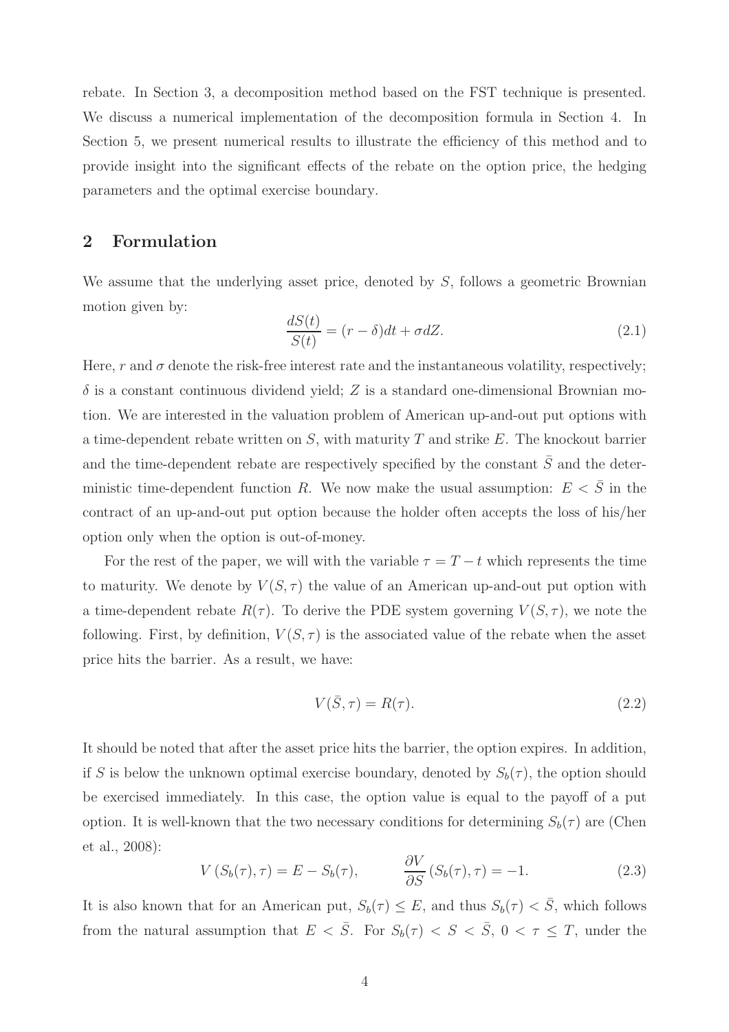rebate. In Section 3, a decomposition method based on the FST technique is presented. We discuss a numerical implementation of the decomposition formula in Section 4. In Section 5, we present numerical results to illustrate the efficiency of this method and to provide insight into the significant effects of the rebate on the option price, the hedging parameters and the optimal exercise boundary.

## 2 Formulation

We assume that the underlying asset price, denoted by $S$, follows a geometric Brownian motion given by:

$$\frac{dS(t)}{S(t)} = (r - \delta)dt + \sigma dZ. \tag{2.1}$$

Here, $r$ and $\sigma$ denote the risk-free interest rate and the instantaneous volatility, respectively; $\delta$ is a constant continuous dividend yield; $Z$ is a standard one-dimensional Brownian motion. We are interested in the valuation problem of American up-and-out put options with a time-dependent rebate written on $S$, with maturity $T$ and strike $E$. The knockout barrier and the time-dependent rebate are respectively specified by the constant $\bar{S}$ and the deterministic time-dependent function $R$. We now make the usual assumption: $E < \bar{S}$ in the contract of an up-and-out put option because the holder often accepts the loss of his/her option only when the option is out-of-money.

For the rest of the paper, we will with the variable $\tau = T - t$ which represents the time to maturity. We denote by $V(S, \tau)$ the value of an American up-and-out put option with a time-dependent rebate $R(\tau)$. To derive the PDE system governing $V(S, \tau)$, we note the following. First, by definition, $V(S, \tau)$ is the associated value of the rebate when the asset price hits the barrier. As a result, we have:

$$V(\bar{S}, \tau) = R(\tau). \tag{2.2}$$

It should be noted that after the asset price hits the barrier, the option expires. In addition, if $S$ is below the unknown optimal exercise boundary, denoted by $S_b(\tau)$, the option should be exercised immediately. In this case, the option value is equal to the payoff of a put option. It is well-known that the two necessary conditions for determining $S_b(\tau)$ are (Chen et al., 2008):

$$V\left(S_b(\tau), \tau\right) = E - S_b(\tau), \qquad \frac{\partial V}{\partial S}\left(S_b(\tau), \tau\right) = -1. \tag{2.3}$$

It is also known that for an American put, $S_b(\tau) \leq E$, and thus $S_b(\tau) < \bar{S}$, which follows from the natural assumption that $E < \bar{S}$. For $S_b(\tau) < S < \bar{S}$, $0 < \tau \leq T$, under the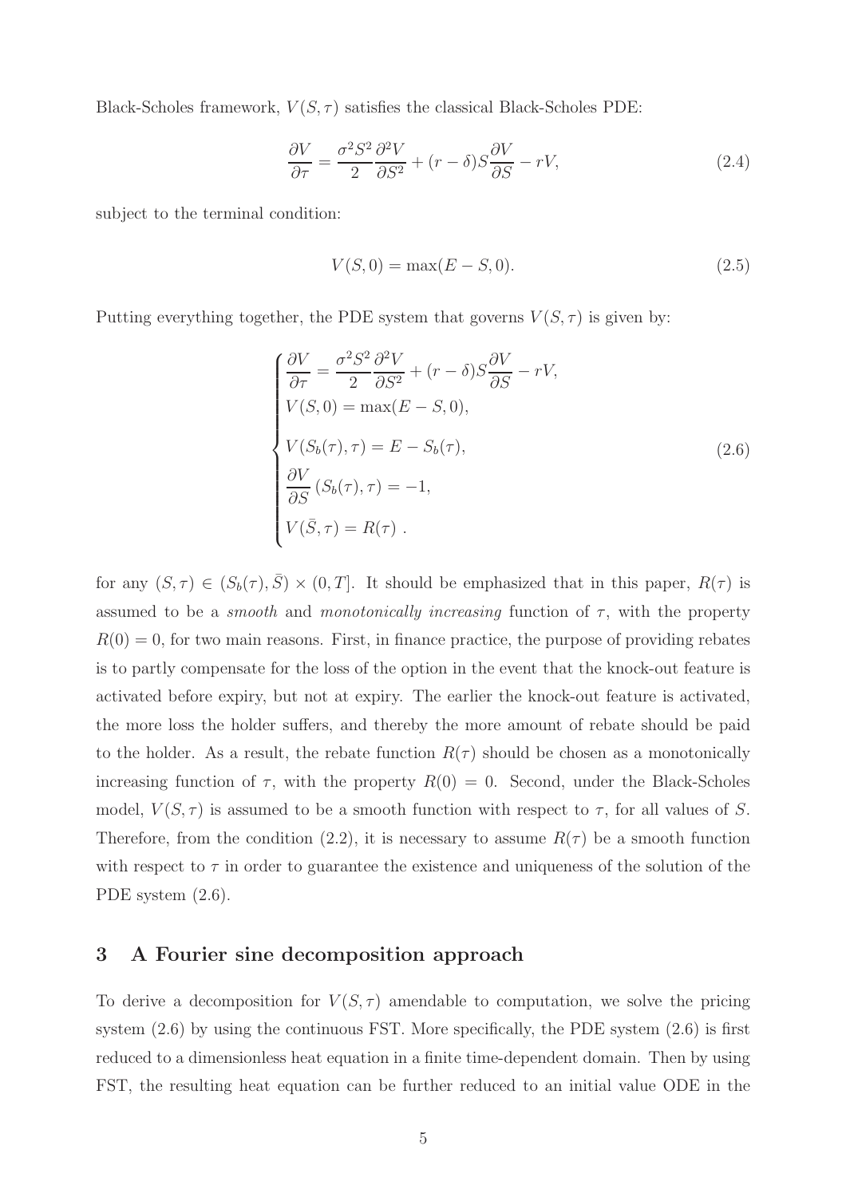Black-Scholes framework, $V(S,\tau)$ satisfies the classical Black-Scholes PDE:

$$\frac{\partial V}{\partial \tau} = \frac{\sigma^2 S^2}{2}\frac{\partial^2 V}{\partial S^2} + (r-\delta)S\frac{\partial V}{\partial S} - rV, \tag{2.4}$$

subject to the terminal condition:

$$V(S,0) = \max(E-S,0). \tag{2.5}$$

Putting everything together, the PDE system that governs $V(S,\tau)$ is given by:

$$\begin{cases} \dfrac{\partial V}{\partial \tau} = \dfrac{\sigma^2 S^2}{2}\dfrac{\partial^2 V}{\partial S^2} + (r-\delta)S\dfrac{\partial V}{\partial S} - rV, \\ V(S,0) = \max(E-S,0), \\ V(S_b(\tau),\tau) = E - S_b(\tau), \\ \dfrac{\partial V}{\partial S}\left(S_b(\tau),\tau\right) = -1, \\ V(\bar{S},\tau) = R(\tau) \ . \end{cases} \tag{2.6}$$

for any $(S,\tau) \in (S_b(\tau),\bar{S}) \times (0,T]$. It should be emphasized that in this paper, $R(\tau)$ is assumed to be a *smooth* and *monotonically increasing* function of $\tau$, with the property $R(0) = 0$, for two main reasons. First, in finance practice, the purpose of providing rebates is to partly compensate for the loss of the option in the event that the knock-out feature is activated before expiry, but not at expiry. The earlier the knock-out feature is activated, the more loss the holder suffers, and thereby the more amount of rebate should be paid to the holder. As a result, the rebate function $R(\tau)$ should be chosen as a monotonically increasing function of $\tau$, with the property $R(0) = 0$. Second, under the Black-Scholes model, $V(S,\tau)$ is assumed to be a smooth function with respect to $\tau$, for all values of $S$. Therefore, from the condition (2.2), it is necessary to assume $R(\tau)$ be a smooth function with respect to $\tau$ in order to guarantee the existence and uniqueness of the solution of the PDE system (2.6).

## 3 A Fourier sine decomposition approach

To derive a decomposition for $V(S,\tau)$ amendable to computation, we solve the pricing system (2.6) by using the continuous FST. More specifically, the PDE system (2.6) is first reduced to a dimensionless heat equation in a finite time-dependent domain. Then by using FST, the resulting heat equation can be further reduced to an initial value ODE in the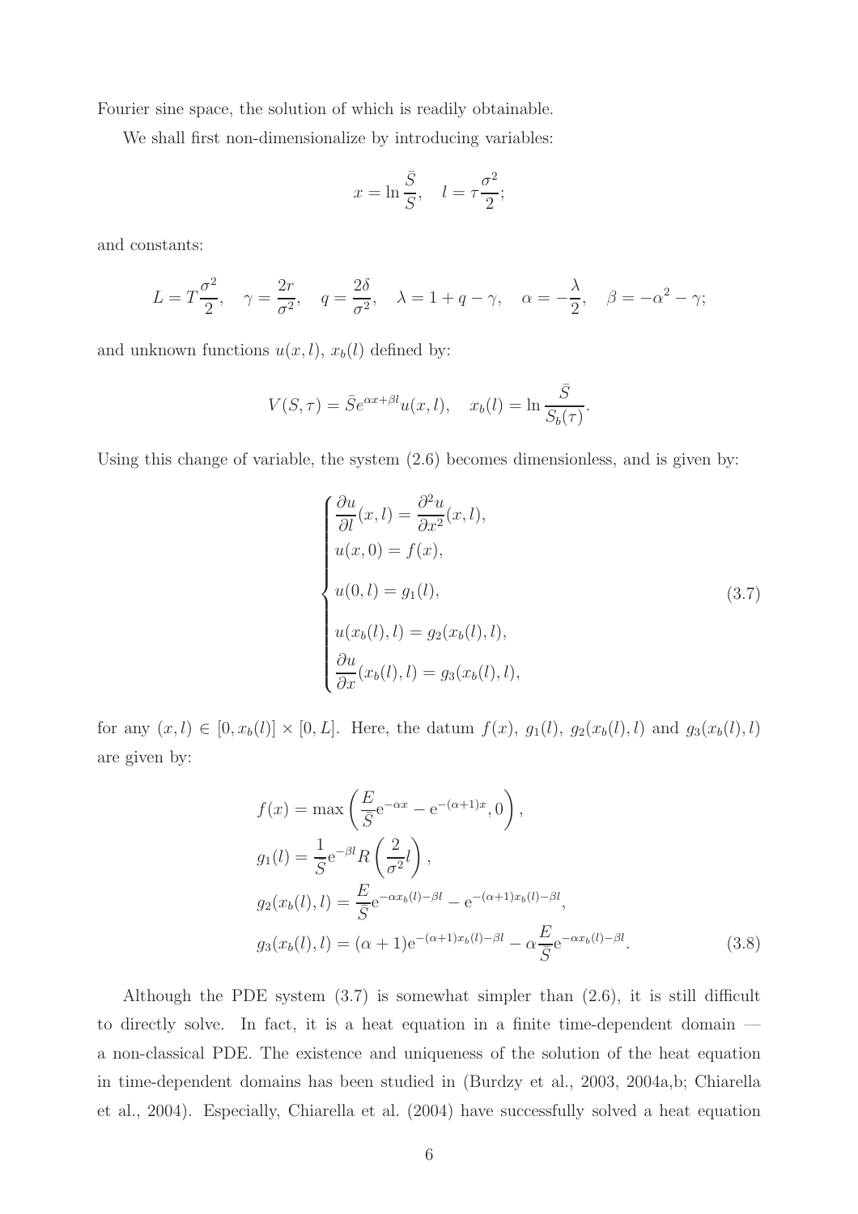Fourier sine space, the solution of which is readily obtainable.

We shall first non-dimensionalize by introducing variables:

$$x = \ln \frac{\bar{S}}{S}, \quad l = \tau \frac{\sigma^2}{2};$$

and constants:

$$L = T\frac{\sigma^2}{2}, \quad \gamma = \frac{2r}{\sigma^2}, \quad q = \frac{2\delta}{\sigma^2}, \quad \lambda = 1 + q - \gamma, \quad \alpha = -\frac{\lambda}{2}, \quad \beta = -\alpha^2 - \gamma;$$

and unknown functions $u(x, l)$, $x_b(l)$ defined by:

$$V(S, \tau) = \bar{S}e^{\alpha x + \beta l}u(x, l), \quad x_b(l) = \ln \frac{\bar{S}}{S_b(\tau)}.$$

Using this change of variable, the system (2.6) becomes dimensionless, and is given by:

$$\begin{cases} \dfrac{\partial u}{\partial l}(x, l) = \dfrac{\partial^2 u}{\partial x^2}(x, l), \\ u(x, 0) = f(x), \\ u(0, l) = g_1(l), \\ u(x_b(l), l) = g_2(x_b(l), l), \\ \dfrac{\partial u}{\partial x}(x_b(l), l) = g_3(x_b(l), l), \end{cases} \tag{3.7}$$

for any $(x, l) \in [0, x_b(l)] \times [0, L]$. Here, the datum $f(x)$, $g_1(l)$, $g_2(x_b(l), l)$ and $g_3(x_b(l), l)$ are given by:

$$\begin{aligned} f(x) &= \max\left(\frac{E}{\bar{S}}\mathrm{e}^{-\alpha x} - \mathrm{e}^{-(\alpha+1)x}, 0\right), \\ g_1(l) &= \frac{1}{\bar{S}}\mathrm{e}^{-\beta l}R\left(\frac{2}{\sigma^2}l\right), \\ g_2(x_b(l), l) &= \frac{E}{\bar{S}}\mathrm{e}^{-\alpha x_b(l) - \beta l} - \mathrm{e}^{-(\alpha+1)x_b(l) - \beta l}, \\ g_3(x_b(l), l) &= (\alpha + 1)\mathrm{e}^{-(\alpha+1)x_b(l) - \beta l} - \alpha\frac{E}{\bar{S}}\mathrm{e}^{-\alpha x_b(l) - \beta l}. \end{aligned} \tag{3.8}$$

Although the PDE system (3.7) is somewhat simpler than (2.6), it is still difficult to directly solve. In fact, it is a heat equation in a finite time-dependent domain — a non-classical PDE. The existence and uniqueness of the solution of the heat equation in time-dependent domains has been studied in (Burdzy et al., 2003, 2004a,b; Chiarella et al., 2004). Especially, Chiarella et al. (2004) have successfully solved a heat equation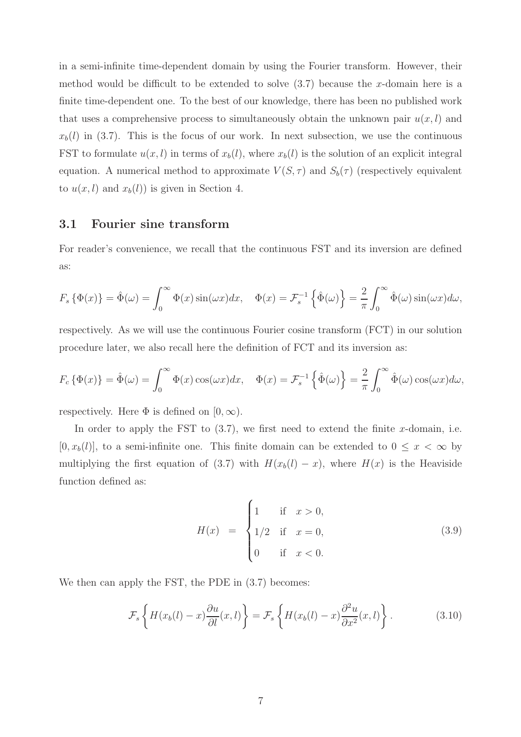in a semi-infinite time-dependent domain by using the Fourier transform. However, their method would be difficult to be extended to solve (3.7) because the $x$-domain here is a finite time-dependent one. To the best of our knowledge, there has been no published work that uses a comprehensive process to simultaneously obtain the unknown pair $u(x,l)$ and $x_b(l)$ in (3.7). This is the focus of our work. In next subsection, we use the continuous FST to formulate $u(x,l)$ in terms of $x_b(l)$, where $x_b(l)$ is the solution of an explicit integral equation. A numerical method to approximate $V(S,\tau)$ and $S_b(\tau)$ (respectively equivalent to $u(x,l)$ and $x_b(l)$) is given in Section 4.

### 3.1 Fourier sine transform

For reader's convenience, we recall that the continuous FST and its inversion are defined as:

$$F_s\left\{\Phi(x)\right\} = \hat{\Phi}(\omega) = \int_0^\infty \Phi(x)\sin(\omega x)dx, \quad \Phi(x) = \mathcal{F}_s^{-1}\left\{\hat{\Phi}(\omega)\right\} = \frac{2}{\pi}\int_0^\infty \hat{\Phi}(\omega)\sin(\omega x)d\omega,$$

respectively. As we will use the continuous Fourier cosine transform (FCT) in our solution procedure later, we also recall here the definition of FCT and its inversion as:

$$F_c\left\{\Phi(x)\right\} = \hat{\Phi}(\omega) = \int_0^\infty \Phi(x)\cos(\omega x)dx, \quad \Phi(x) = \mathcal{F}_s^{-1}\left\{\hat{\Phi}(\omega)\right\} = \frac{2}{\pi}\int_0^\infty \hat{\Phi}(\omega)\cos(\omega x)d\omega,$$

respectively. Here $\Phi$ is defined on $[0,\infty)$.

In order to apply the FST to (3.7), we first need to extend the finite $x$-domain, i.e. $[0, x_b(l)]$, to a semi-infinite one. This finite domain can be extended to $0 \le x < \infty$ by multiplying the first equation of (3.7) with $H(x_b(l) - x)$, where $H(x)$ is the Heaviside function defined as:

$$H(x) = \begin{cases} 1 & \text{if} \quad x > 0, \\ 1/2 & \text{if} \quad x = 0, \\ 0 & \text{if} \quad x < 0. \end{cases} \tag{3.9}$$

We then can apply the FST, the PDE in (3.7) becomes:

$$\mathcal{F}_s\left\{H(x_b(l) - x)\frac{\partial u}{\partial l}(x,l)\right\} = \mathcal{F}_s\left\{H(x_b(l) - x)\frac{\partial^2 u}{\partial x^2}(x,l)\right\}. \tag{3.10}$$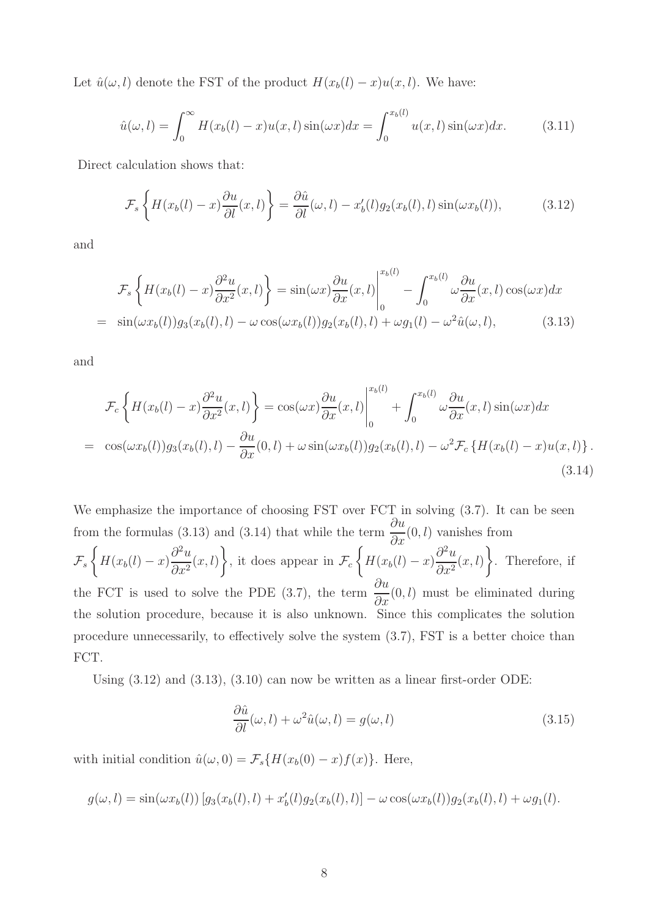Let $\hat{u}(\omega, l)$ denote the FST of the product $H(x_b(l) - x)u(x, l)$. We have:

$$\hat{u}(\omega, l) = \int_0^\infty H(x_b(l) - x)u(x, l)\sin(\omega x)dx = \int_0^{x_b(l)} u(x, l)\sin(\omega x)dx. \tag{3.11}$$

Direct calculation shows that:

$$\mathcal{F}_s\left\{H(x_b(l) - x)\frac{\partial u}{\partial l}(x, l)\right\} = \frac{\partial \hat{u}}{\partial l}(\omega, l) - x_b'(l)g_2(x_b(l), l)\sin(\omega x_b(l)), \tag{3.12}$$

and

$$\begin{aligned}
&\mathcal{F}_s\left\{H(x_b(l) - x)\frac{\partial^2 u}{\partial x^2}(x, l)\right\} = \sin(\omega x)\frac{\partial u}{\partial x}(x, l)\Bigg|_0^{x_b(l)} - \int_0^{x_b(l)} \omega\frac{\partial u}{\partial x}(x, l)\cos(\omega x)dx \\
= \;& \sin(\omega x_b(l))g_3(x_b(l), l) - \omega\cos(\omega x_b(l))g_2(x_b(l), l) + \omega g_1(l) - \omega^2\hat{u}(\omega, l),
\end{aligned} \tag{3.13}$$

and

$$\begin{aligned}
&\mathcal{F}_c\left\{H(x_b(l) - x)\frac{\partial^2 u}{\partial x^2}(x, l)\right\} = \cos(\omega x)\frac{\partial u}{\partial x}(x, l)\Bigg|_0^{x_b(l)} + \int_0^{x_b(l)} \omega\frac{\partial u}{\partial x}(x, l)\sin(\omega x)dx \\
= \;& \cos(\omega x_b(l))g_3(x_b(l), l) - \frac{\partial u}{\partial x}(0, l) + \omega\sin(\omega x_b(l))g_2(x_b(l), l) - \omega^2\mathcal{F}_c\left\{H(x_b(l) - x)u(x, l)\right\}.
\end{aligned} \tag{3.14}$$

We emphasize the importance of choosing FST over FCT in solving (3.7). It can be seen from the formulas (3.13) and (3.14) that while the term $\frac{\partial u}{\partial x}(0, l)$ vanishes from $\mathcal{F}_s\left\{H(x_b(l) - x)\frac{\partial^2 u}{\partial x^2}(x, l)\right\}$, it does appear in $\mathcal{F}_c\left\{H(x_b(l) - x)\frac{\partial^2 u}{\partial x^2}(x, l)\right\}$. Therefore, if the FCT is used to solve the PDE (3.7), the term $\frac{\partial u}{\partial x}(0, l)$ must be eliminated during the solution procedure, because it is also unknown. Since this complicates the solution procedure unnecessarily, to effectively solve the system (3.7), FST is a better choice than FCT.

Using (3.12) and (3.13), (3.10) can now be written as a linear first-order ODE:

$$\frac{\partial \hat{u}}{\partial l}(\omega, l) + \omega^2\hat{u}(\omega, l) = g(\omega, l) \tag{3.15}$$

with initial condition $\hat{u}(\omega, 0) = \mathcal{F}_s\{H(x_b(0) - x)f(x)\}$. Here,

$$g(\omega, l) = \sin(\omega x_b(l))\left[g_3(x_b(l), l) + x_b'(l)g_2(x_b(l), l)\right] - \omega\cos(\omega x_b(l))g_2(x_b(l), l) + \omega g_1(l).$$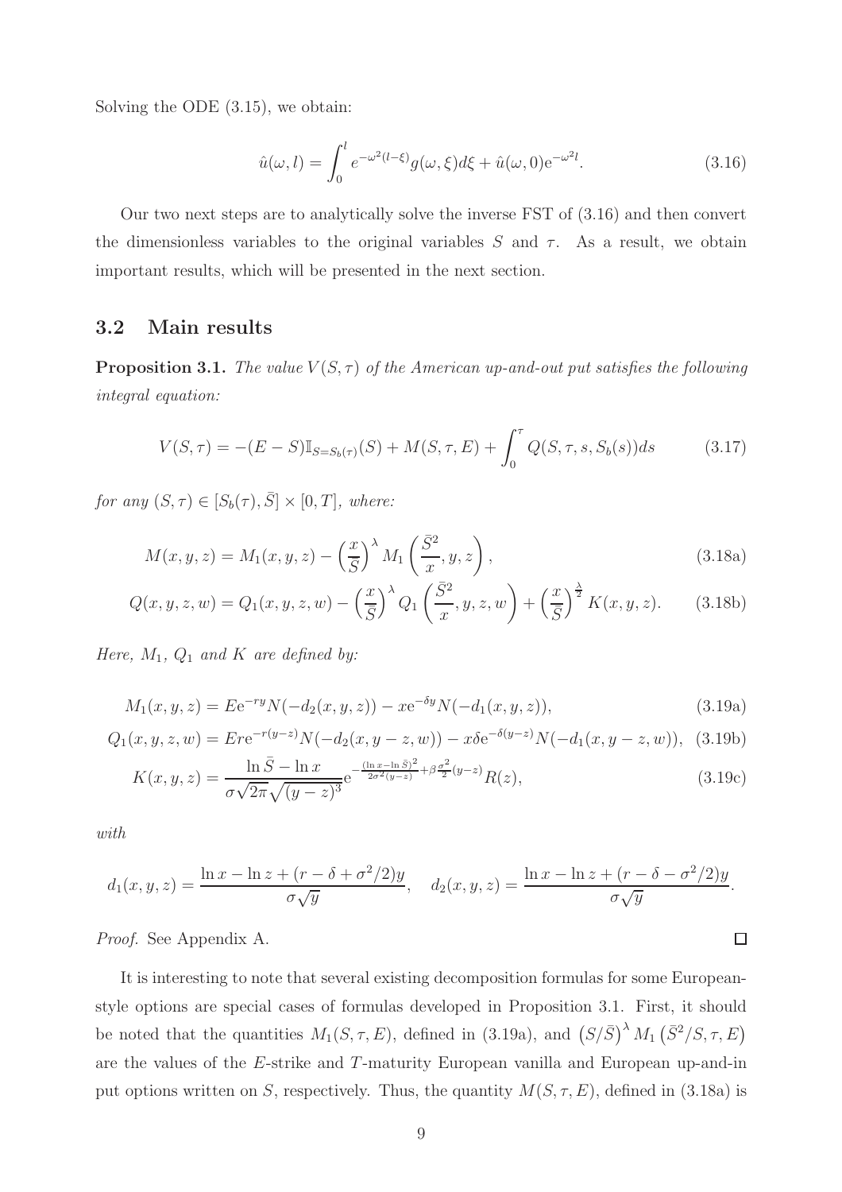Solving the ODE (3.15), we obtain:

$$\hat{u}(\omega, l) = \int_0^l e^{-\omega^2(l-\xi)} g(\omega, \xi) d\xi + \hat{u}(\omega, 0) \mathrm{e}^{-\omega^2 l}. \tag{3.16}$$

Our two next steps are to analytically solve the inverse FST of (3.16) and then convert the dimensionless variables to the original variables $S$ and $\tau$. As a result, we obtain important results, which will be presented in the next section.

## 3.2 Main results

**Proposition 3.1.** *The value $V(S, \tau)$ of the American up-and-out put satisfies the following integral equation:*

$$V(S, \tau) = -(E - S)\mathbb{I}_{S=S_b(\tau)}(S) + M(S, \tau, E) + \int_0^\tau Q(S, \tau, s, S_b(s)) ds \tag{3.17}$$

*for any $(S, \tau) \in [S_b(\tau), \bar{S}] \times [0, T]$, where:*

$$M(x, y, z) = M_1(x, y, z) - \left(\frac{x}{\bar{S}}\right)^\lambda M_1\left(\frac{\bar{S}^2}{x}, y, z\right), \tag{3.18a}$$

$$Q(x, y, z, w) = Q_1(x, y, z, w) - \left(\frac{x}{\bar{S}}\right)^\lambda Q_1\left(\frac{\bar{S}^2}{x}, y, z, w\right) + \left(\frac{x}{\bar{S}}\right)^{\frac{\lambda}{2}} K(x, y, z). \tag{3.18b}$$

*Here, $M_1$, $Q_1$ and $K$ are defined by:*

$$M_1(x, y, z) = E\mathrm{e}^{-ry}N(-d_2(x, y, z)) - x\mathrm{e}^{-\delta y}N(-d_1(x, y, z)), \tag{3.19a}$$

$$Q_1(x, y, z, w) = Er\mathrm{e}^{-r(y-z)}N(-d_2(x, y-z, w)) - x\delta\mathrm{e}^{-\delta(y-z)}N(-d_1(x, y-z, w)), \tag{3.19b}$$

$$K(x, y, z) = \frac{\ln \bar{S} - \ln x}{\sigma\sqrt{2\pi}\sqrt{(y-z)^3}}\mathrm{e}^{-\frac{(\ln x - \ln \bar{S})^2}{2\sigma^2(y-z)} + \beta\frac{\sigma^2}{2}(y-z)}R(z), \tag{3.19c}$$

*with*

$$d_1(x, y, z) = \frac{\ln x - \ln z + (r - \delta + \sigma^2/2)y}{\sigma\sqrt{y}}, \quad d_2(x, y, z) = \frac{\ln x - \ln z + (r - \delta - \sigma^2/2)y}{\sigma\sqrt{y}}.$$

*Proof.* See Appendix A. □

It is interesting to note that several existing decomposition formulas for some European-style options are special cases of formulas developed in Proposition 3.1. First, it should be noted that the quantities $M_1(S, \tau, E)$, defined in (3.19a), and $\left(S/\bar{S}\right)^\lambda M_1\left(\bar{S}^2/S, \tau, E\right)$ are the values of the $E$-strike and $T$-maturity European vanilla and European up-and-in put options written on $S$, respectively. Thus, the quantity $M(S, \tau, E)$, defined in (3.18a) is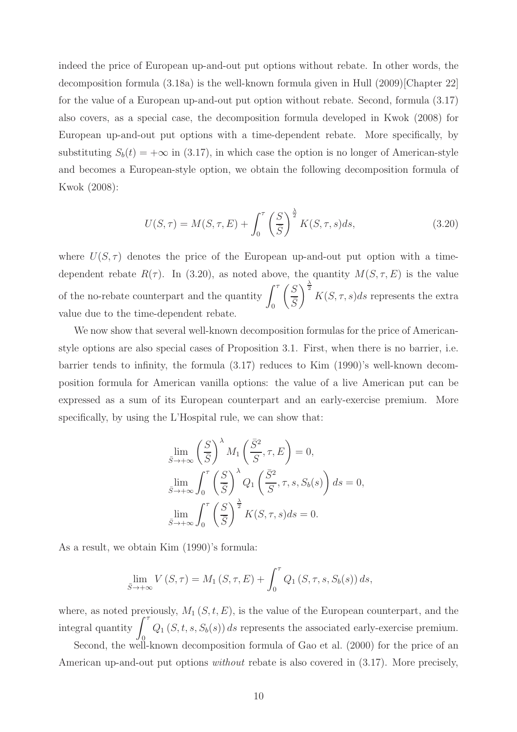indeed the price of European up-and-out put options without rebate. In other words, the decomposition formula (3.18a) is the well-known formula given in Hull (2009)[Chapter 22] for the value of a European up-and-out put option without rebate. Second, formula (3.17) also covers, as a special case, the decomposition formula developed in Kwok (2008) for European up-and-out put options with a time-dependent rebate. More specifically, by substituting $S_b(t) = +\infty$ in (3.17), in which case the option is no longer of American-style and becomes a European-style option, we obtain the following decomposition formula of Kwok (2008):

$$U(S, \tau) = M(S, \tau, E) + \int_0^\tau \left(\frac{S}{\bar{S}}\right)^{\frac{\lambda}{2}} K(S, \tau, s) ds, \tag{3.20}$$

where $U(S, \tau)$ denotes the price of the European up-and-out put option with a time-dependent rebate $R(\tau)$. In (3.20), as noted above, the quantity $M(S, \tau, E)$ is the value of the no-rebate counterpart and the quantity $\int_0^\tau \left(\frac{S}{\bar{S}}\right)^{\frac{\lambda}{2}} K(S, \tau, s) ds$ represents the extra value due to the time-dependent rebate.

We now show that several well-known decomposition formulas for the price of American-style options are also special cases of Proposition 3.1. First, when there is no barrier, i.e. barrier tends to infinity, the formula (3.17) reduces to Kim (1990)'s well-known decomposition formula for American vanilla options: the value of a live American put can be expressed as a sum of its European counterpart and an early-exercise premium. More specifically, by using the L'Hospital rule, we can show that:

$$\lim_{\bar{S} \to +\infty} \left(\frac{S}{\bar{S}}\right)^{\lambda} M_1\left(\frac{\bar{S}^2}{S}, \tau, E\right) = 0,$$

$$\lim_{\bar{S} \to +\infty} \int_0^\tau \left(\frac{S}{\bar{S}}\right)^{\lambda} Q_1\left(\frac{\bar{S}^2}{S}, \tau, s, S_b(s)\right) ds = 0,$$

$$\lim_{\bar{S} \to +\infty} \int_0^\tau \left(\frac{S}{\bar{S}}\right)^{\frac{\lambda}{2}} K(S, \tau, s) ds = 0.$$

As a result, we obtain Kim (1990)'s formula:

$$\lim_{\bar{S} \to +\infty} V(S, \tau) = M_1(S, \tau, E) + \int_0^\tau Q_1(S, \tau, s, S_b(s)) ds,$$

where, as noted previously, $M_1(S, t, E)$, is the value of the European counterpart, and the integral quantity $\int_0^\tau Q_1(S, t, s, S_b(s)) ds$ represents the associated early-exercise premium.

Second, the well-known decomposition formula of Gao et al. (2000) for the price of an American up-and-out put options *without* rebate is also covered in (3.17). More precisely,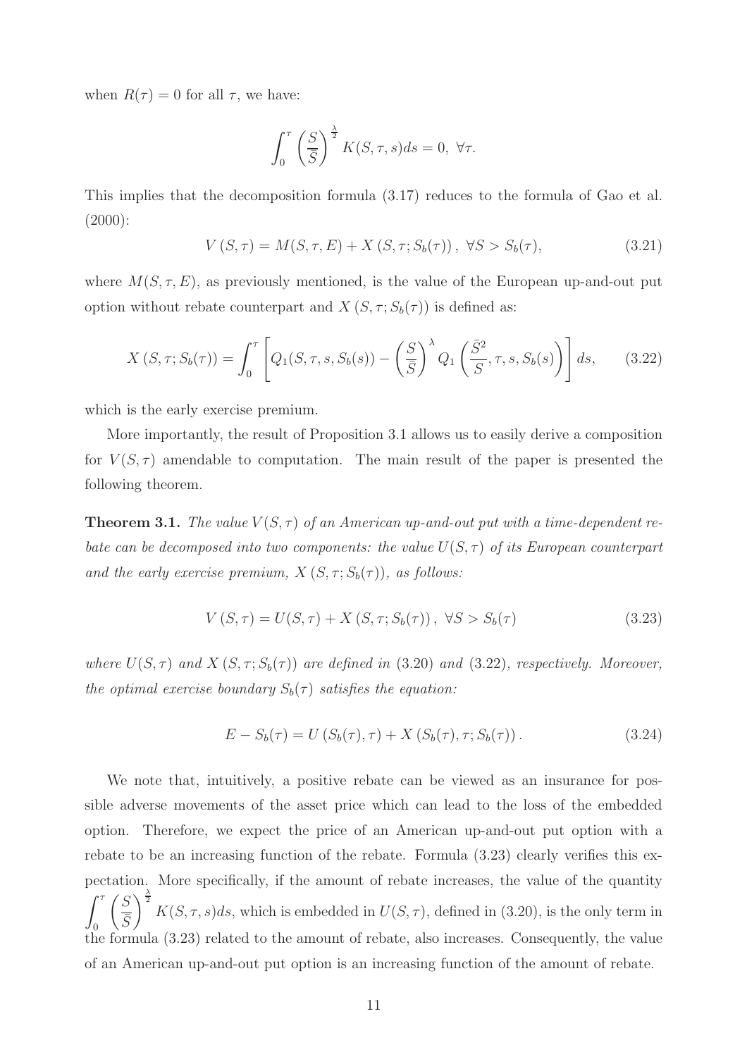when $R(\tau) = 0$ for all $\tau$, we have:

$$\int_0^\tau \left(\frac{S}{\bar{S}}\right)^{\frac{\lambda}{2}} K(S, \tau, s) ds = 0, \ \forall \tau.$$

This implies that the decomposition formula (3.17) reduces to the formula of Gao et al. (2000):

$$V(S, \tau) = M(S, \tau, E) + X(S, \tau; S_b(\tau)), \ \forall S > S_b(\tau), \tag{3.21}$$

where $M(S, \tau, E)$, as previously mentioned, is the value of the European up-and-out put option without rebate counterpart and $X(S, \tau; S_b(\tau))$ is defined as:

$$X(S, \tau; S_b(\tau)) = \int_0^\tau \left[ Q_1(S, \tau, s, S_b(s)) - \left(\frac{S}{\bar{S}}\right)^{\lambda} Q_1\left(\frac{\bar{S}^2}{S}, \tau, s, S_b(s)\right) \right] ds, \tag{3.22}$$

which is the early exercise premium.

More importantly, the result of Proposition 3.1 allows us to easily derive a composition for $V(S, \tau)$ amendable to computation. The main result of the paper is presented the following theorem.

**Theorem 3.1.** *The value $V(S, \tau)$ of an American up-and-out put with a time-dependent rebate can be decomposed into two components: the value $U(S, \tau)$ of its European counterpart and the early exercise premium, $X(S, \tau; S_b(\tau))$, as follows:*

$$V(S, \tau) = U(S, \tau) + X(S, \tau; S_b(\tau)), \ \forall S > S_b(\tau) \tag{3.23}$$

*where $U(S, \tau)$ and $X(S, \tau; S_b(\tau))$ are defined in* (3.20) *and* (3.22)*, respectively. Moreover, the optimal exercise boundary $S_b(\tau)$ satisfies the equation:*

$$E - S_b(\tau) = U(S_b(\tau), \tau) + X(S_b(\tau), \tau; S_b(\tau)). \tag{3.24}$$

We note that, intuitively, a positive rebate can be viewed as an insurance for possible adverse movements of the asset price which can lead to the loss of the embedded option. Therefore, we expect the price of an American up-and-out put option with a rebate to be an increasing function of the rebate. Formula (3.23) clearly verifies this expectation. More specifically, if the amount of rebate increases, the value of the quantity $\int_0^\tau \left(\frac{S}{\bar{S}}\right)^{\frac{\lambda}{2}} K(S, \tau, s) ds$, which is embedded in $U(S, \tau)$, defined in (3.20), is the only term in the formula (3.23) related to the amount of rebate, also increases. Consequently, the value of an American up-and-out put option is an increasing function of the amount of rebate.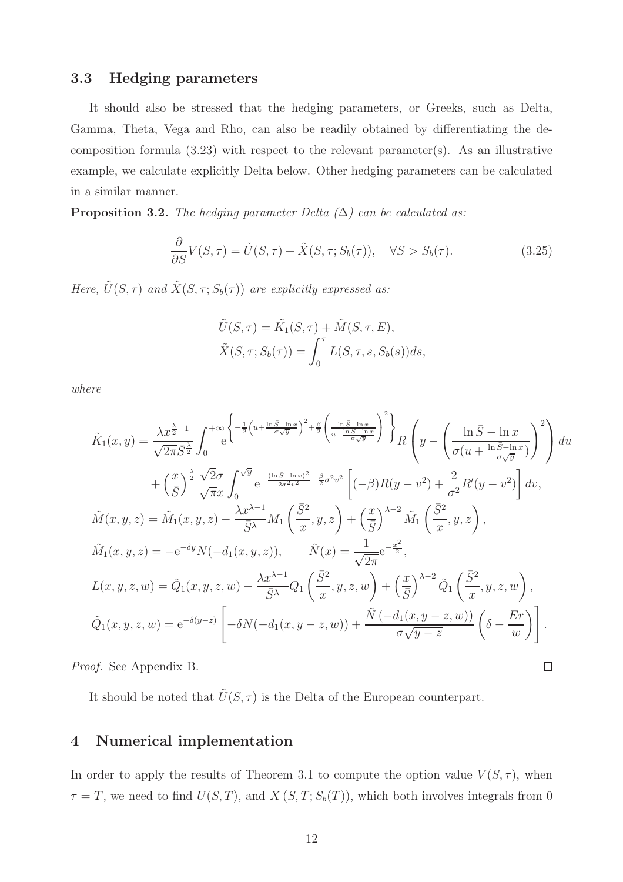### 3.3 Hedging parameters

It should also be stressed that the hedging parameters, or Greeks, such as Delta, Gamma, Theta, Vega and Rho, can also be readily obtained by differentiating the decomposition formula (3.23) with respect to the relevant parameter(s). As an illustrative example, we calculate explicitly Delta below. Other hedging parameters can be calculated in a similar manner.

**Proposition 3.2.** *The hedging parameter Delta ($\Delta$) can be calculated as:*

$$\frac{\partial}{\partial S}V(S,\tau) = \tilde{U}(S,\tau) + \tilde{X}(S,\tau;S_b(\tau)), \quad \forall S > S_b(\tau). \tag{3.25}$$

*Here, $\tilde{U}(S,\tau)$ and $\tilde{X}(S,\tau;S_b(\tau))$ are explicitly expressed as:*

$$\tilde{U}(S,\tau) = \tilde{K}_1(S,\tau) + \tilde{M}(S,\tau,E),$$
$$\tilde{X}(S,\tau;S_b(\tau)) = \int_0^\tau L(S,\tau,s,S_b(s))ds,$$

*where*

$$\begin{aligned}
\tilde{K}_1(x,y) &= \frac{\lambda x^{\frac{\lambda}{2}-1}}{\sqrt{2\pi}\bar{S}^{\frac{\lambda}{2}}} \int_0^{+\infty} \mathrm{e}^{\left\{-\frac{1}{2}\left(u+\frac{\ln \bar{S}-\ln x}{\sigma\sqrt{y}}\right)^2 + \frac{\beta}{2}\left(\frac{\ln \bar{S}-\ln x}{u+\frac{\ln \bar{S}-\ln x}{\sigma\sqrt{y}}}\right)^2\right\}} R\left(y - \left(\frac{\ln \bar{S}-\ln x}{\sigma(u+\frac{\ln \bar{S}-\ln x}{\sigma\sqrt{y}})}\right)^2\right) du \\
&\quad + \left(\frac{x}{\bar{S}}\right)^{\frac{\lambda}{2}} \frac{\sqrt{2}\sigma}{\sqrt{\pi}x} \int_0^{\sqrt{y}} \mathrm{e}^{-\frac{(\ln \bar{S}-\ln x)^2}{2\sigma^2 v^2}+\frac{\beta}{2}\sigma^2 v^2} \left[(-\beta)R(y-v^2) + \frac{2}{\sigma^2}R'(y-v^2)\right] dv, \\
\tilde{M}(x,y,z) &= \tilde{M}_1(x,y,z) - \frac{\lambda x^{\lambda-1}}{\bar{S}^\lambda} M_1\left(\frac{\bar{S}^2}{x},y,z\right) + \left(\frac{x}{\bar{S}}\right)^{\lambda-2} \tilde{M}_1\left(\frac{\bar{S}^2}{x},y,z\right), \\
\tilde{M}_1(x,y,z) &= -\mathrm{e}^{-\delta y} N(-d_1(x,y,z)), \qquad \tilde{N}(x) = \frac{1}{\sqrt{2\pi}}\mathrm{e}^{-\frac{x^2}{2}}, \\
L(x,y,z,w) &= \tilde{Q}_1(x,y,z,w) - \frac{\lambda x^{\lambda-1}}{\bar{S}^\lambda} Q_1\left(\frac{\bar{S}^2}{x},y,z,w\right) + \left(\frac{x}{\bar{S}}\right)^{\lambda-2} \tilde{Q}_1\left(\frac{\bar{S}^2}{x},y,z,w\right), \\
\tilde{Q}_1(x,y,z,w) &= \mathrm{e}^{-\delta(y-z)}\left[-\delta N(-d_1(x,y-z,w)) + \frac{\tilde{N}\left(-d_1(x,y-z,w)\right)}{\sigma\sqrt{y-z}}\left(\delta - \frac{Er}{w}\right)\right].
\end{aligned}$$

*Proof.* See Appendix B. ∎

It should be noted that $\tilde{U}(S,\tau)$ is the Delta of the European counterpart.

## 4 Numerical implementation

In order to apply the results of Theorem 3.1 to compute the option value $V(S,\tau)$, when $\tau = T$, we need to find $U(S,T)$, and $X(S,T;S_b(T))$, which both involves integrals from 0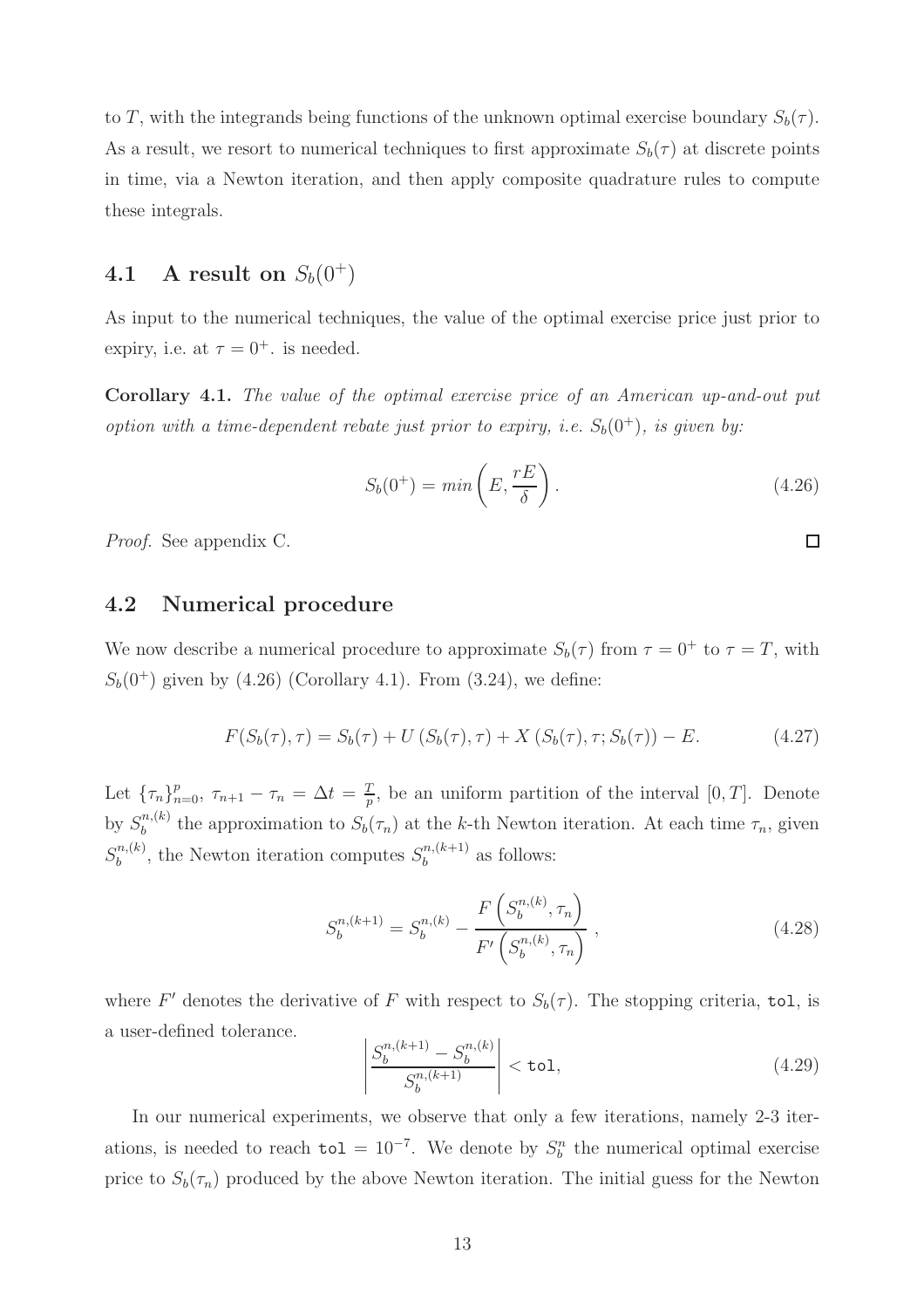to $T$, with the integrands being functions of the unknown optimal exercise boundary $S_b(\tau)$. As a result, we resort to numerical techniques to first approximate $S_b(\tau)$ at discrete points in time, via a Newton iteration, and then apply composite quadrature rules to compute these integrals.

## 4.1 A result on $S_b(0^+)$

As input to the numerical techniques, the value of the optimal exercise price just prior to expiry, i.e. at $\tau = 0^+$. is needed.

**Corollary 4.1.** *The value of the optimal exercise price of an American up-and-out put option with a time-dependent rebate just prior to expiry, i.e. $S_b(0^+)$, is given by:*

$$S_b(0^+) = min\left(E, \frac{rE}{\delta}\right). \tag{4.26}$$

*Proof.* See appendix C. ◻

## 4.2 Numerical procedure

We now describe a numerical procedure to approximate $S_b(\tau)$ from $\tau = 0^+$ to $\tau = T$, with $S_b(0^+)$ given by (4.26) (Corollary 4.1). From (3.24), we define:

$$F(S_b(\tau), \tau) = S_b(\tau) + U\left(S_b(\tau), \tau\right) + X\left(S_b(\tau), \tau; S_b(\tau)\right) - E. \tag{4.27}$$

Let $\{\tau_n\}_{n=0}^{p}$, $\tau_{n+1} - \tau_n = \Delta t = \frac{T}{p}$, be an uniform partition of the interval $[0, T]$. Denote by $S_b^{n,(k)}$ the approximation to $S_b(\tau_n)$ at the $k$-th Newton iteration. At each time $\tau_n$, given $S_b^{n,(k)}$, the Newton iteration computes $S_b^{n,(k+1)}$ as follows:

$$S_b^{n,(k+1)} = S_b^{n,(k)} - \frac{F\left(S_b^{n,(k)}, \tau_n\right)}{F'\left(S_b^{n,(k)}, \tau_n\right)}\ , \tag{4.28}$$

where $F'$ denotes the derivative of $F$ with respect to $S_b(\tau)$. The stopping criteria, `tol`, is a user-defined tolerance.

$$\left|\frac{S_b^{n,(k+1)} - S_b^{n,(k)}}{S_b^{n,(k+1)}}\right| < \texttt{tol}, \tag{4.29}$$

In our numerical experiments, we observe that only a few iterations, namely 2-3 iterations, is needed to reach $\texttt{tol} = 10^{-7}$. We denote by $S_b^n$ the numerical optimal exercise price to $S_b(\tau_n)$ produced by the above Newton iteration. The initial guess for the Newton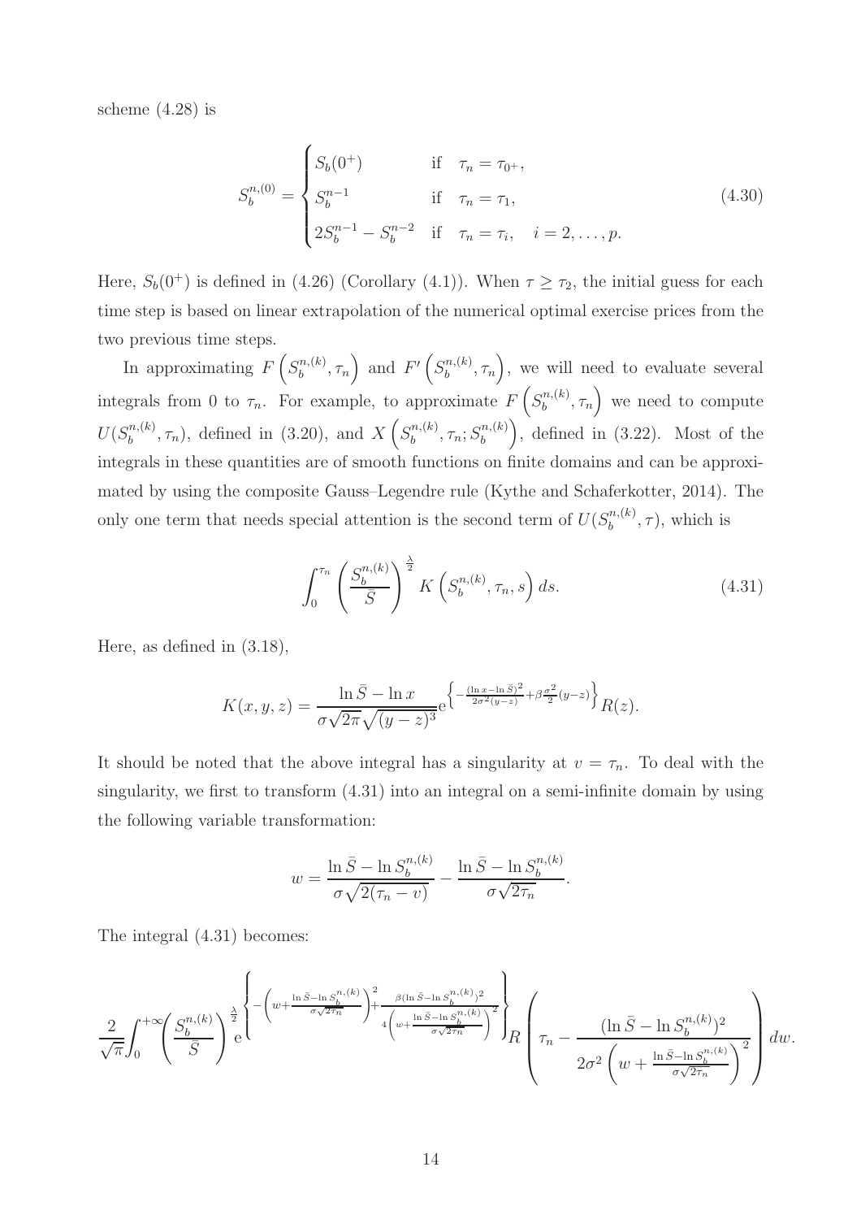scheme (4.28) is

$$
S_b^{n,(0)} = \begin{cases} S_b(0^+) & \text{if} \quad \tau_n = \tau_{0^+}, \\ S_b^{n-1} & \text{if} \quad \tau_n = \tau_1, \\ 2S_b^{n-1} - S_b^{n-2} & \text{if} \quad \tau_n = \tau_i, \quad i = 2, \ldots, p. \end{cases} \tag{4.30}
$$

Here, $S_b(0^+)$ is defined in (4.26) (Corollary (4.1)). When $\tau \geq \tau_2$, the initial guess for each time step is based on linear extrapolation of the numerical optimal exercise prices from the two previous time steps.

In approximating $F\left(S_b^{n,(k)}, \tau_n\right)$ and $F'\left(S_b^{n,(k)}, \tau_n\right)$, we will need to evaluate several integrals from 0 to $\tau_n$. For example, to approximate $F\left(S_b^{n,(k)}, \tau_n\right)$ we need to compute $U(S_b^{n,(k)}, \tau_n)$, defined in (3.20), and $X\left(S_b^{n,(k)}, \tau_n; S_b^{n,(k)}\right)$, defined in (3.22). Most of the integrals in these quantities are of smooth functions on finite domains and can be approximated by using the composite Gauss–Legendre rule (Kythe and Schaferkotter, 2014). The only one term that needs special attention is the second term of $U(S_b^{n,(k)}, \tau)$, which is

$$
\int_0^{\tau_n} \left(\frac{S_b^{n,(k)}}{\bar{S}}\right)^{\frac{\lambda}{2}} K\left(S_b^{n,(k)}, \tau_n, s\right) ds. \tag{4.31}
$$

Here, as defined in (3.18),

$$
K(x, y, z) = \frac{\ln \bar{S} - \ln x}{\sigma\sqrt{2\pi}\sqrt{(y-z)^3}} \mathrm{e}^{\left\{-\frac{(\ln x - \ln \bar{S})^2}{2\sigma^2(y-z)} + \beta\frac{\sigma^2}{2}(y-z)\right\}} R(z).
$$

It should be noted that the above integral has a singularity at $v = \tau_n$. To deal with the singularity, we first to transform (4.31) into an integral on a semi-infinite domain by using the following variable transformation:

$$
w = \frac{\ln \bar{S} - \ln S_b^{n,(k)}}{\sigma\sqrt{2(\tau_n - v)}} - \frac{\ln \bar{S} - \ln S_b^{n,(k)}}{\sigma\sqrt{2\tau_n}}.
$$

The integral (4.31) becomes:

$$
\frac{2}{\sqrt{\pi}} \int_0^{+\infty} \left(\frac{S_b^{n,(k)}}{\bar{S}}\right)^{\frac{\lambda}{2}} \mathrm{e}^{\left\{-\left(w + \frac{\ln \bar{S} - \ln S_b^{n,(k)}}{\sigma\sqrt{2\tau_n}}\right)^2 + \frac{\beta(\ln \bar{S} - \ln S_b^{n,(k)})^2}{4\left(w + \frac{\ln \bar{S} - \ln S_b^{n,(k)}}{\sigma\sqrt{2\tau_n}}\right)^2}\right\}} R\left(\tau_n - \frac{(\ln \bar{S} - \ln S_b^{n,(k)})^2}{2\sigma^2\left(w + \frac{\ln \bar{S} - \ln S_b^{n,(k)}}{\sigma\sqrt{2\tau_n}}\right)^2}\right) dw.
$$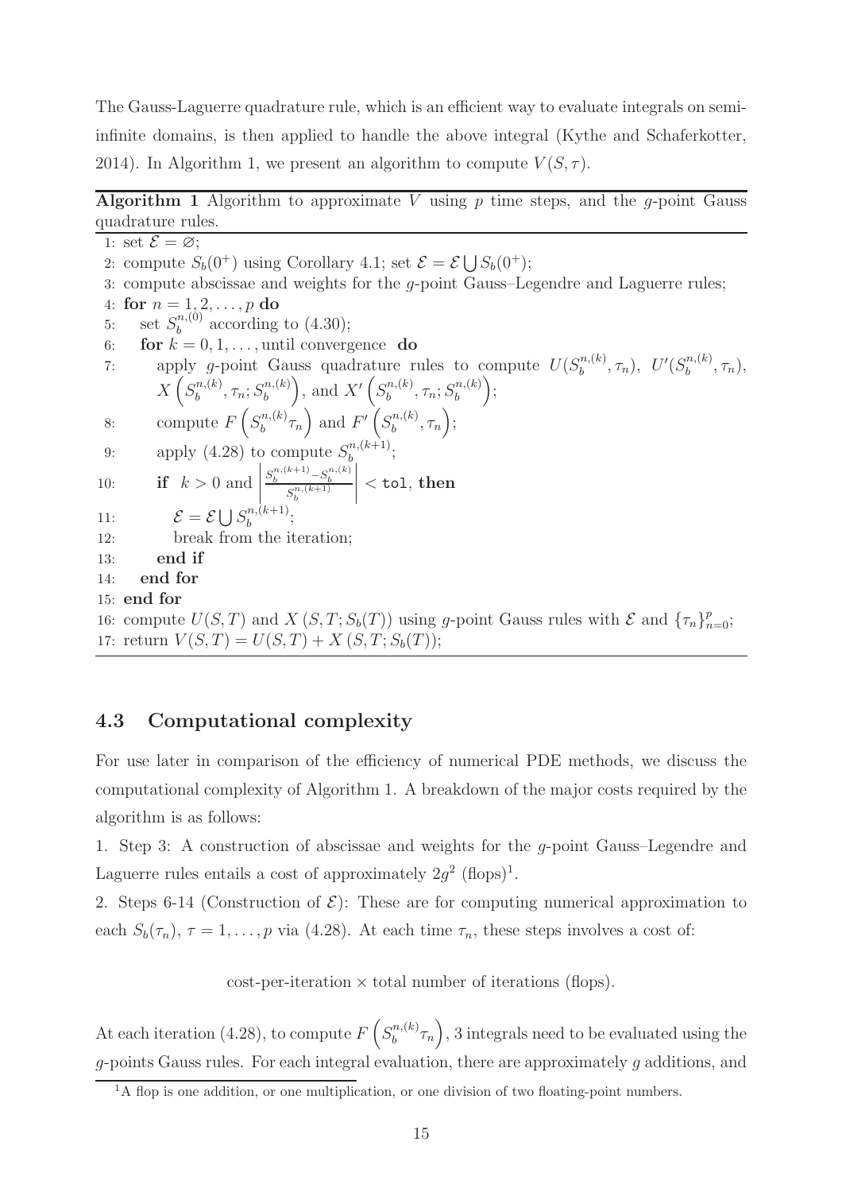The Gauss-Laguerre quadrature rule, which is an efficient way to evaluate integrals on semi-infinite domains, is then applied to handle the above integral (Kythe and Schaferkotter, 2014). In Algorithm 1, we present an algorithm to compute $V(S, \tau)$.

**Algorithm 1** Algorithm to approximate $V$ using $p$ time steps, and the $g$-point Gauss quadrature rules.

1: set $\mathcal{E} = \varnothing$;
2: compute $S_b(0^+)$ using Corollary 4.1; set $\mathcal{E} = \mathcal{E} \bigcup S_b(0^+)$;
3: compute abscissae and weights for the $g$-point Gauss–Legendre and Laguerre rules;
4: **for** $n = 1, 2, \ldots, p$ **do**
5: &nbsp;&nbsp;&nbsp;set $S_b^{n,(0)}$ according to (4.30);
6: &nbsp;&nbsp;&nbsp;**for** $k = 0, 1, \ldots,$ until convergence **do**
7: &nbsp;&nbsp;&nbsp;&nbsp;&nbsp;&nbsp;apply $g$-point Gauss quadrature rules to compute $U(S_b^{n,(k)}, \tau_n)$, $U'(S_b^{n,(k)}, \tau_n)$, $X\left(S_b^{n,(k)}, \tau_n; S_b^{n,(k)}\right)$, and $X'\left(S_b^{n,(k)}, \tau_n; S_b^{n,(k)}\right)$;
8: &nbsp;&nbsp;&nbsp;&nbsp;&nbsp;&nbsp;compute $F\left(S_b^{n,(k)}\tau_n\right)$ and $F'\left(S_b^{n,(k)}, \tau_n\right)$;
9: &nbsp;&nbsp;&nbsp;&nbsp;&nbsp;&nbsp;apply (4.28) to compute $S_b^{n,(k+1)}$;
10: &nbsp;&nbsp;&nbsp;&nbsp;&nbsp;**if** $k > 0$ and $\left|\frac{S_b^{n,(k+1)} - S_b^{n,(k)}}{S_b^{n,(k+1)}}\right| <$ `tol`, **then**
11: &nbsp;&nbsp;&nbsp;&nbsp;&nbsp;&nbsp;&nbsp;&nbsp;&nbsp;$\mathcal{E} = \mathcal{E} \bigcup S_b^{n,(k+1)}$;
12: &nbsp;&nbsp;&nbsp;&nbsp;&nbsp;&nbsp;&nbsp;&nbsp;&nbsp;break from the iteration;
13: &nbsp;&nbsp;&nbsp;&nbsp;&nbsp;**end if**
14: &nbsp;&nbsp;**end for**
15: **end for**
16: compute $U(S, T)$ and $X(S, T; S_b(T))$ using $g$-point Gauss rules with $\mathcal{E}$ and $\{\tau_n\}_{n=0}^{p}$;
17: return $V(S, T) = U(S, T) + X(S, T; S_b(T))$;

### 4.3 Computational complexity

For use later in comparison of the efficiency of numerical PDE methods, we discuss the computational complexity of Algorithm 1. A breakdown of the major costs required by the algorithm is as follows:

1. Step 3: A construction of abscissae and weights for the $g$-point Gauss–Legendre and Laguerre rules entails a cost of approximately $2g^2$ (flops)[1].

2. Steps 6-14 (Construction of $\mathcal{E}$): These are for computing numerical approximation to each $S_b(\tau_n)$, $\tau = 1, \ldots, p$ via (4.28). At each time $\tau_n$, these steps involves a cost of:

$$\text{cost-per-iteration} \times \text{total number of iterations (flops)}.$$

At each iteration (4.28), to compute $F\left(S_b^{n,(k)}\tau_n\right)$, 3 integrals need to be evaluated using the $g$-points Gauss rules. For each integral evaluation, there are approximately $g$ additions, and

[1] A flop is one addition, or one multiplication, or one division of two floating-point numbers.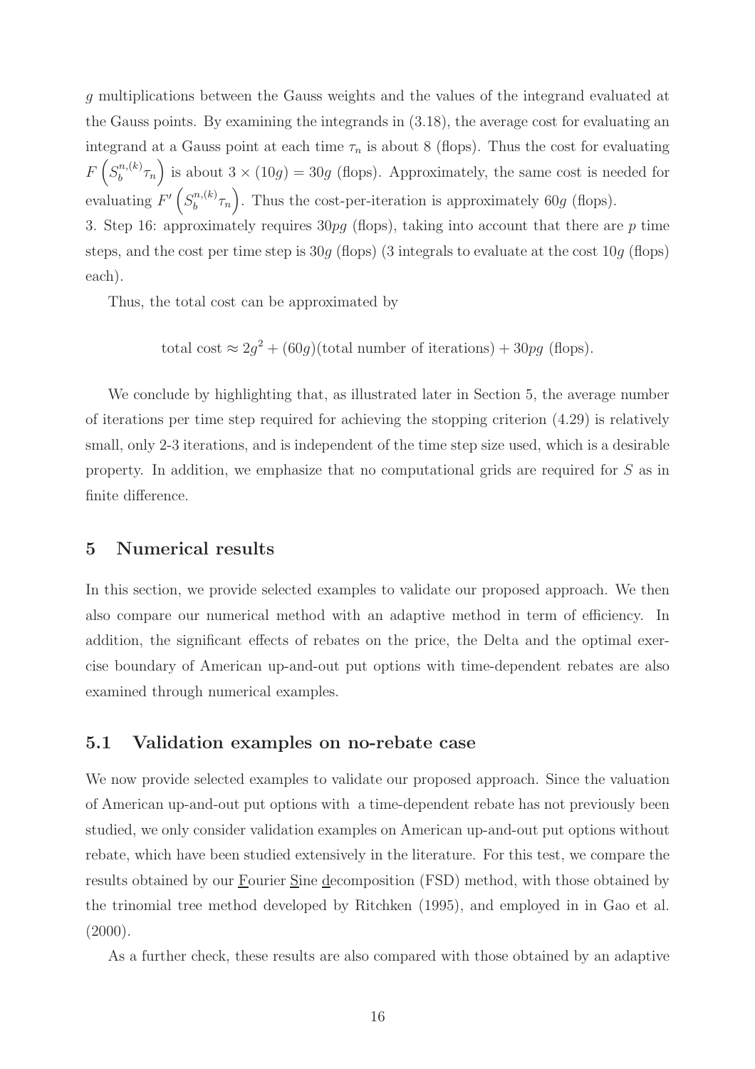$g$ multiplications between the Gauss weights and the values of the integrand evaluated at the Gauss points. By examining the integrands in (3.18), the average cost for evaluating an integrand at a Gauss point at each time $\tau_n$ is about 8 (flops). Thus the cost for evaluating $F\left(S_b^{n,(k)}\tau_n\right)$ is about $3 \times (10g) = 30g$ (flops). Approximately, the same cost is needed for evaluating $F'\left(S_b^{n,(k)}\tau_n\right)$. Thus the cost-per-iteration is approximately $60g$ (flops).

3. Step 16: approximately requires $30pg$ (flops), taking into account that there are $p$ time steps, and the cost per time step is $30g$ (flops) (3 integrals to evaluate at the cost $10g$ (flops) each).

Thus, the total cost can be approximated by

$$\text{total cost} \approx 2g^2 + (60g)(\text{total number of iterations}) + 30pg \text{ (flops)}.$$

We conclude by highlighting that, as illustrated later in Section 5, the average number of iterations per time step required for achieving the stopping criterion (4.29) is relatively small, only 2-3 iterations, and is independent of the time step size used, which is a desirable property. In addition, we emphasize that no computational grids are required for $S$ as in finite difference.

## 5 Numerical results

In this section, we provide selected examples to validate our proposed approach. We then also compare our numerical method with an adaptive method in term of efficiency. In addition, the significant effects of rebates on the price, the Delta and the optimal exercise boundary of American up-and-out put options with time-dependent rebates are also examined through numerical examples.

### 5.1 Validation examples on no-rebate case

We now provide selected examples to validate our proposed approach. Since the valuation of American up-and-out put options with a time-dependent rebate has not previously been studied, we only consider validation examples on American up-and-out put options without rebate, which have been studied extensively in the literature. For this test, we compare the results obtained by our Fourier Sine decomposition (FSD) method, with those obtained by the trinomial tree method developed by Ritchken (1995), and employed in in Gao et al. (2000).

As a further check, these results are also compared with those obtained by an adaptive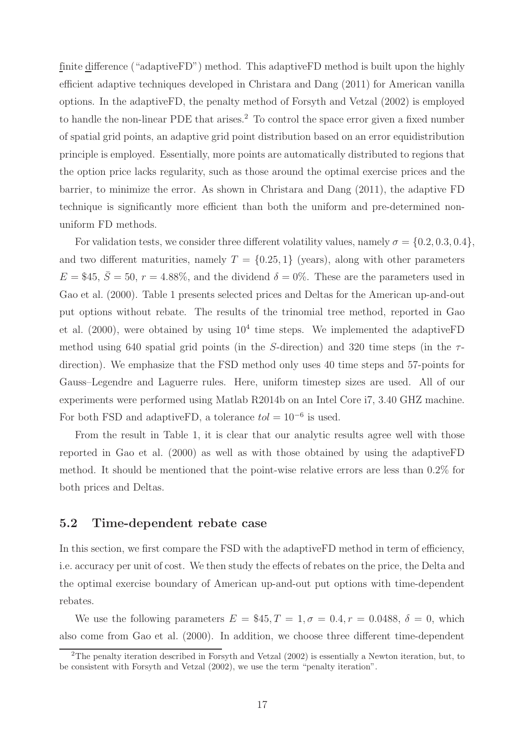finite difference ("adaptiveFD") method. This adaptiveFD method is built upon the highly efficient adaptive techniques developed in Christara and Dang (2011) for American vanilla options. In the adaptiveFD, the penalty method of Forsyth and Vetzal (2002) is employed to handle the non-linear PDE that arises.[2] To control the space error given a fixed number of spatial grid points, an adaptive grid point distribution based on an error equidistribution principle is employed. Essentially, more points are automatically distributed to regions that the option price lacks regularity, such as those around the optimal exercise prices and the barrier, to minimize the error. As shown in Christara and Dang (2011), the adaptive FD technique is significantly more efficient than both the uniform and pre-determined non-uniform FD methods.

For validation tests, we consider three different volatility values, namely $\sigma = \{0.2, 0.3, 0.4\}$, and two different maturities, namely $T = \{0.25, 1\}$ (years), along with other parameters $E = \$45$, $\bar{S} = 50$, $r = 4.88\%$, and the dividend $\delta = 0\%$. These are the parameters used in Gao et al. (2000). Table 1 presents selected prices and Deltas for the American up-and-out put options without rebate. The results of the trinomial tree method, reported in Gao et al. (2000), were obtained by using $10^4$ time steps. We implemented the adaptiveFD method using 640 spatial grid points (in the $S$-direction) and 320 time steps (in the $\tau$-direction). We emphasize that the FSD method only uses 40 time steps and 57-points for Gauss–Legendre and Laguerre rules. Here, uniform timestep sizes are used. All of our experiments were performed using Matlab R2014b on an Intel Core i7, 3.40 GHZ machine. For both FSD and adaptiveFD, a tolerance $tol = 10^{-6}$ is used.

From the result in Table 1, it is clear that our analytic results agree well with those reported in Gao et al. (2000) as well as with those obtained by using the adaptiveFD method. It should be mentioned that the point-wise relative errors are less than 0.2% for both prices and Deltas.

## 5.2 Time-dependent rebate case

In this section, we first compare the FSD with the adaptiveFD method in term of efficiency, i.e. accuracy per unit of cost. We then study the effects of rebates on the price, the Delta and the optimal exercise boundary of American up-and-out put options with time-dependent rebates.

We use the following parameters $E = \$45, T = 1, \sigma = 0.4, r = 0.0488$, $\delta = 0$, which also come from Gao et al. (2000). In addition, we choose three different time-dependent

[2] The penalty iteration described in Forsyth and Vetzal (2002) is essentially a Newton iteration, but, to be consistent with Forsyth and Vetzal (2002), we use the term "penalty iteration".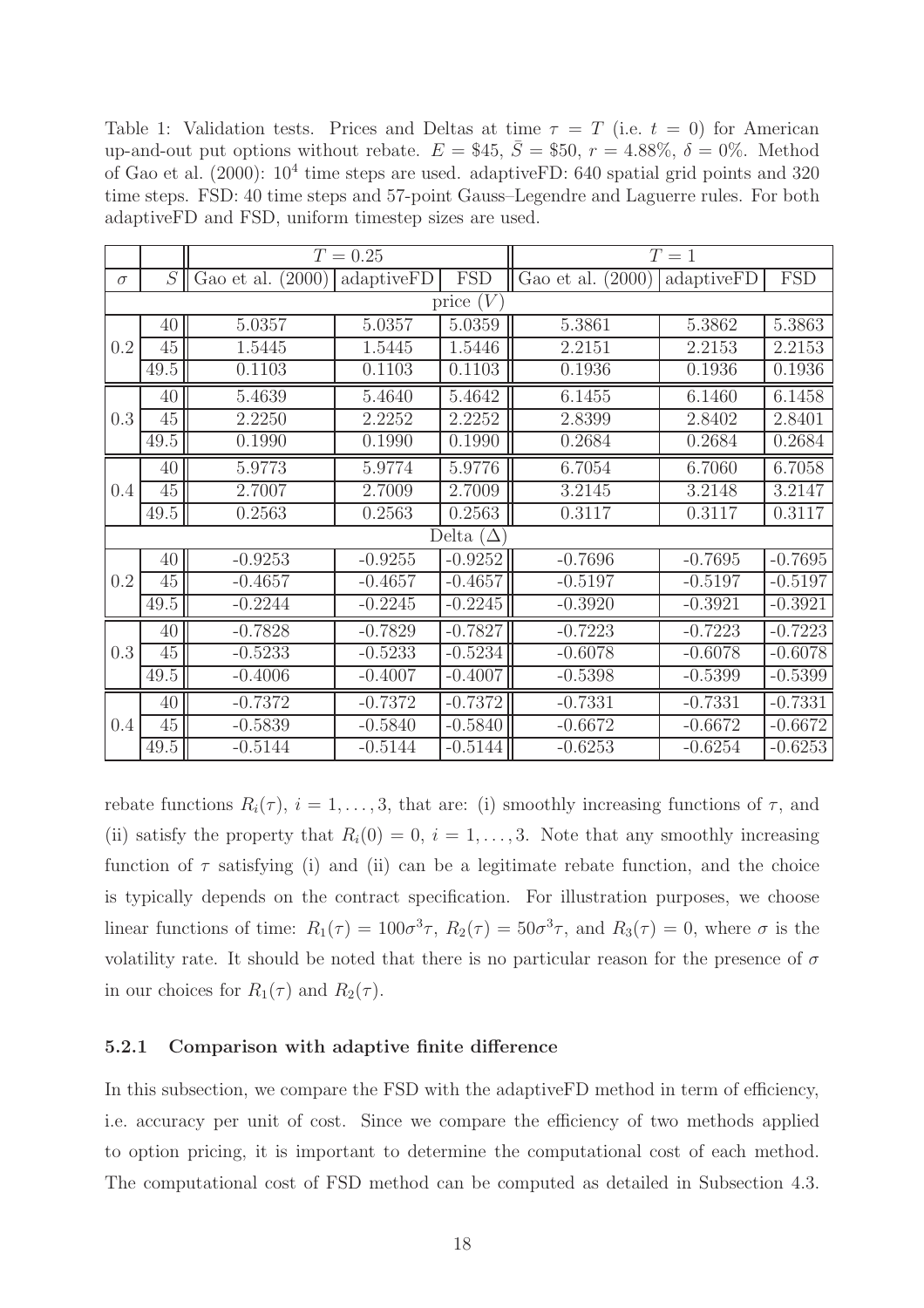Table 1: Validation tests. Prices and Deltas at time $\tau = T$ (i.e. $t = 0$) for American up-and-out put options without rebate. $E = \$45$, $\bar{S} = \$50$, $r = 4.88\%$, $\delta = 0\%$. Method of Gao et al. (2000): $10^4$ time steps are used. adaptiveFD: 640 spatial grid points and 320 time steps. FSD: 40 time steps and 57-point Gauss–Legendre and Laguerre rules. For both adaptiveFD and FSD, uniform timestep sizes are used.

| | | $T = 0.25$ | | | $T = 1$ | | |
|---|---|---|---|---|---|---|---|
| $\sigma$ | $S$ | Gao et al. (2000) | adaptiveFD | FSD | Gao et al. (2000) | adaptiveFD | FSD |
| price ($V$) | | | | | | | |
| 0.2 | 40 | 5.0357 | 5.0357 | 5.0359 | 5.3861 | 5.3862 | 5.3863 |
| | 45 | 1.5445 | 1.5445 | 1.5446 | 2.2151 | 2.2153 | 2.2153 |
| | 49.5 | 0.1103 | 0.1103 | 0.1103 | 0.1936 | 0.1936 | 0.1936 |
| 0.3 | 40 | 5.4639 | 5.4640 | 5.4642 | 6.1455 | 6.1460 | 6.1458 |
| | 45 | 2.2250 | 2.2252 | 2.2252 | 2.8399 | 2.8402 | 2.8401 |
| | 49.5 | 0.1990 | 0.1990 | 0.1990 | 0.2684 | 0.2684 | 0.2684 |
| 0.4 | 40 | 5.9773 | 5.9774 | 5.9776 | 6.7054 | 6.7060 | 6.7058 |
| | 45 | 2.7007 | 2.7009 | 2.7009 | 3.2145 | 3.2148 | 3.2147 |
| | 49.5 | 0.2563 | 0.2563 | 0.2563 | 0.3117 | 0.3117 | 0.3117 |
| Delta ($\Delta$) | | | | | | | |
| 0.2 | 40 | -0.9253 | -0.9255 | -0.9252 | -0.7696 | -0.7695 | -0.7695 |
| | 45 | -0.4657 | -0.4657 | -0.4657 | -0.5197 | -0.5197 | -0.5197 |
| | 49.5 | -0.2244 | -0.2245 | -0.2245 | -0.3920 | -0.3921 | -0.3921 |
| 0.3 | 40 | -0.7828 | -0.7829 | -0.7827 | -0.7223 | -0.7223 | -0.7223 |
| | 45 | -0.5233 | -0.5233 | -0.5234 | -0.6078 | -0.6078 | -0.6078 |
| | 49.5 | -0.4006 | -0.4007 | -0.4007 | -0.5398 | -0.5399 | -0.5399 |
| 0.4 | 40 | -0.7372 | -0.7372 | -0.7372 | -0.7331 | -0.7331 | -0.7331 |
| | 45 | -0.5839 | -0.5840 | -0.5840 | -0.6672 | -0.6672 | -0.6672 |
| | 49.5 | -0.5144 | -0.5144 | -0.5144 | -0.6253 | -0.6254 | -0.6253 |

rebate functions $R_i(\tau)$, $i = 1, \ldots, 3$, that are: (i) smoothly increasing functions of $\tau$, and (ii) satisfy the property that $R_i(0) = 0$, $i = 1, \ldots, 3$. Note that any smoothly increasing function of $\tau$ satisfying (i) and (ii) can be a legitimate rebate function, and the choice is typically depends on the contract specification. For illustration purposes, we choose linear functions of time: $R_1(\tau) = 100\sigma^3\tau$, $R_2(\tau) = 50\sigma^3\tau$, and $R_3(\tau) = 0$, where $\sigma$ is the volatility rate. It should be noted that there is no particular reason for the presence of $\sigma$ in our choices for $R_1(\tau)$ and $R_2(\tau)$.

### 5.2.1 Comparison with adaptive finite difference

In this subsection, we compare the FSD with the adaptiveFD method in term of efficiency, i.e. accuracy per unit of cost. Since we compare the efficiency of two methods applied to option pricing, it is important to determine the computational cost of each method. The computational cost of FSD method can be computed as detailed in Subsection 4.3.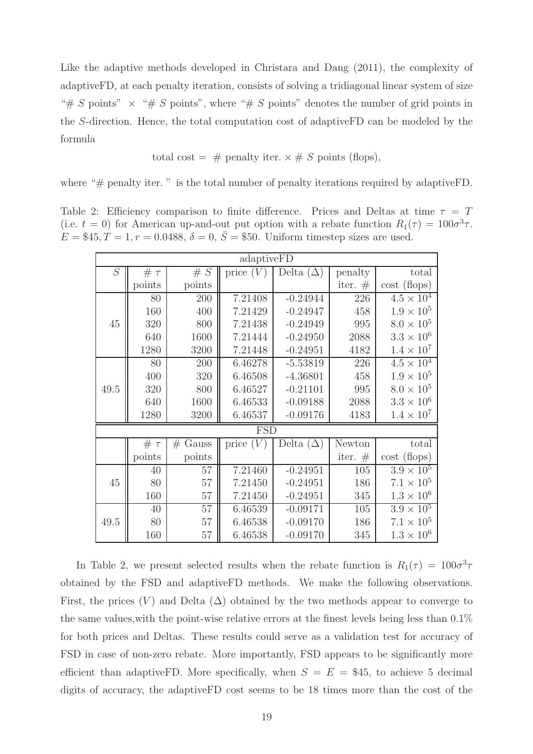Like the adaptive methods developed in Christara and Dang (2011), the complexity of adaptiveFD, at each penalty iteration, consists of solving a tridiagonal linear system of size "# $S$ points" $\times$ "# $S$ points", where "# $S$ points" denotes the number of grid points in the $S$-direction. Hence, the total computation cost of adaptiveFD can be modeled by the formula

$$\text{total cost} = \text{ \# penalty iter.} \times \text{\# } S \text{ points (flops)},$$

where "# penalty iter. " is the total number of penalty iterations required by adaptiveFD.

Table 2: Efficiency comparison to finite difference. Prices and Deltas at time $\tau = T$ (i.e. $t = 0$) for American up-and-out put option with a rebate function $R_1(\tau) = 100\sigma^3\tau$. $E = \$45, T = 1, r = 0.0488, \delta = 0, \bar{S} = \$50$. Uniform timestep sizes are used.

| adaptiveFD | | | | | | |
|---|---|---|---|---|---|---|
| $S$ | # $\tau$ points | # $S$ points | price ($V$) | Delta ($\Delta$) | penalty iter. # | total cost (flops) |
| 45 | 80 | 200 | 7.21408 | -0.24944 | 226 | $4.5 \times 10^4$ |
| | 160 | 400 | 7.21429 | -0.24947 | 458 | $1.9 \times 10^5$ |
| | 320 | 800 | 7.21438 | -0.24949 | 995 | $8.0 \times 10^5$ |
| | 640 | 1600 | 7.21444 | -0.24950 | 2088 | $3.3 \times 10^6$ |
| | 1280 | 3200 | 7.21448 | -0.24951 | 4182 | $1.4 \times 10^7$ |
| 49.5 | 80 | 200 | 6.46278 | -5.53819 | 226 | $4.5 \times 10^4$ |
| | 400 | 320 | 6.46508 | -4.36801 | 458 | $1.9 \times 10^5$ |
| | 320 | 800 | 6.46527 | -0.21101 | 995 | $8.0 \times 10^5$ |
| | 640 | 1600 | 6.46533 | -0.09188 | 2088 | $3.3 \times 10^6$ |
| | 1280 | 3200 | 6.46537 | -0.09176 | 4183 | $1.4 \times 10^7$ |
| FSD | | | | | | |
| | # $\tau$ points | # Gauss points | price ($V$) | Delta ($\Delta$) | Newton iter. # | total cost (flops) |
| 45 | 40 | 57 | 7.21460 | -0.24951 | 105 | $3.9 \times 10^5$ |
| | 80 | 57 | 7.21450 | -0.24951 | 186 | $7.1 \times 10^5$ |
| | 160 | 57 | 7.21450 | -0.24951 | 345 | $1.3 \times 10^6$ |
| 49.5 | 40 | 57 | 6.46539 | -0.09171 | 105 | $3.9 \times 10^5$ |
| | 80 | 57 | 6.46538 | -0.09170 | 186 | $7.1 \times 10^5$ |
| | 160 | 57 | 6.46538 | -0.09170 | 345 | $1.3 \times 10^6$ |

In Table 2, we present selected results when the rebate function is $R_1(\tau) = 100\sigma^3\tau$ obtained by the FSD and adaptiveFD methods. We make the following observations. First, the prices ($V$) and Delta ($\Delta$) obtained by the two methods appear to converge to the same values,with the point-wise relative errors at the finest levels being less than 0.1% for both prices and Deltas. These results could serve as a validation test for accuracy of FSD in case of non-zero rebate. More importantly, FSD appears to be significantly more efficient than adaptiveFD. More specifically, when $S = E = \$45$, to achieve 5 decimal digits of accuracy, the adaptiveFD cost seems to be 18 times more than the cost of the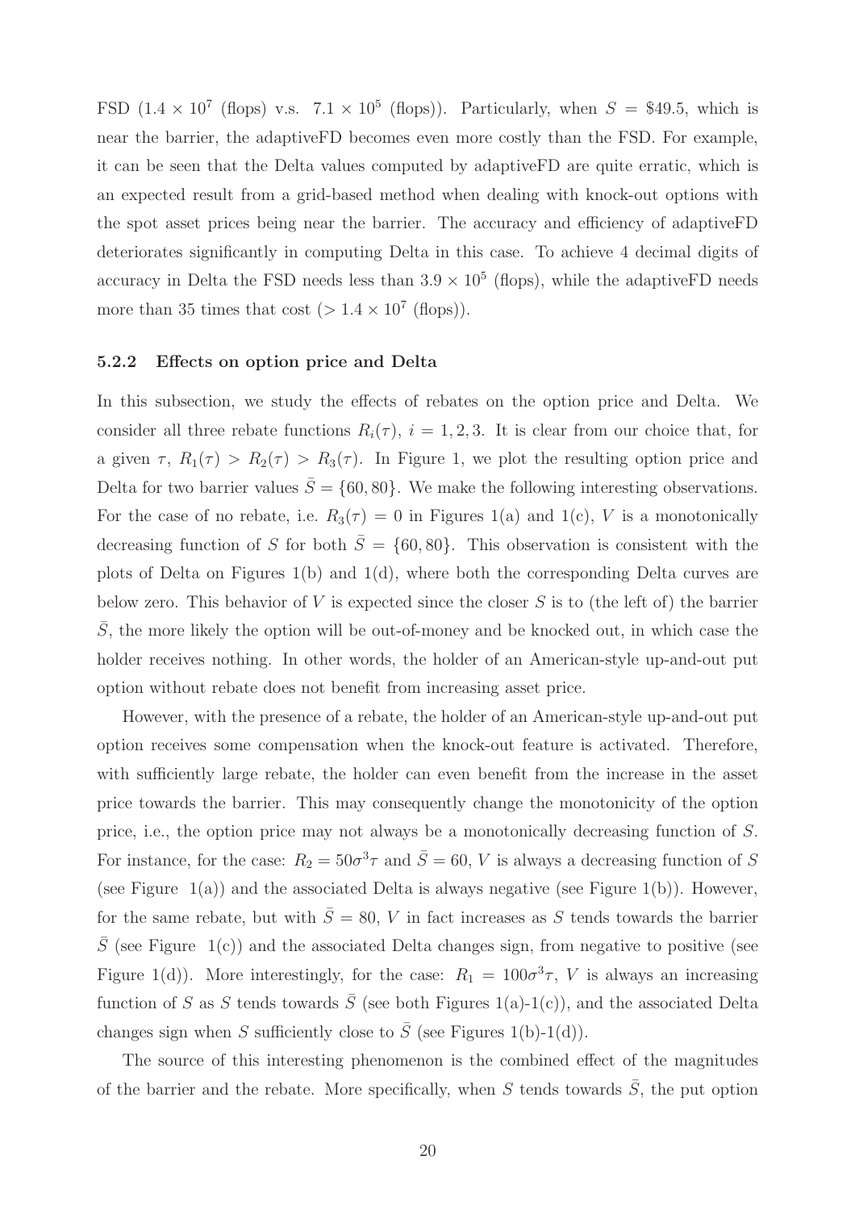FSD ($1.4 \times 10^7$ (flops) v.s. $7.1 \times 10^5$ (flops)). Particularly, when $S = \$49.5$, which is near the barrier, the adaptiveFD becomes even more costly than the FSD. For example, it can be seen that the Delta values computed by adaptiveFD are quite erratic, which is an expected result from a grid-based method when dealing with knock-out options with the spot asset prices being near the barrier. The accuracy and efficiency of adaptiveFD deteriorates significantly in computing Delta in this case. To achieve 4 decimal digits of accuracy in Delta the FSD needs less than $3.9 \times 10^5$ (flops), while the adaptiveFD needs more than 35 times that cost ($> 1.4 \times 10^7$ (flops)).

### 5.2.2 Effects on option price and Delta

In this subsection, we study the effects of rebates on the option price and Delta. We consider all three rebate functions $R_i(\tau)$, $i = 1, 2, 3$. It is clear from our choice that, for a given $\tau$, $R_1(\tau) > R_2(\tau) > R_3(\tau)$. In Figure 1, we plot the resulting option price and Delta for two barrier values $\bar{S} = \{60, 80\}$. We make the following interesting observations. For the case of no rebate, i.e. $R_3(\tau) = 0$ in Figures 1(a) and 1(c), $V$ is a monotonically decreasing function of $S$ for both $\bar{S} = \{60, 80\}$. This observation is consistent with the plots of Delta on Figures 1(b) and 1(d), where both the corresponding Delta curves are below zero. This behavior of $V$ is expected since the closer $S$ is to (the left of) the barrier $\bar{S}$, the more likely the option will be out-of-money and be knocked out, in which case the holder receives nothing. In other words, the holder of an American-style up-and-out put option without rebate does not benefit from increasing asset price.

However, with the presence of a rebate, the holder of an American-style up-and-out put option receives some compensation when the knock-out feature is activated. Therefore, with sufficiently large rebate, the holder can even benefit from the increase in the asset price towards the barrier. This may consequently change the monotonicity of the option price, i.e., the option price may not always be a monotonically decreasing function of $S$. For instance, for the case: $R_2 = 50\sigma^3\tau$ and $\bar{S} = 60$, $V$ is always a decreasing function of $S$ (see Figure 1(a)) and the associated Delta is always negative (see Figure 1(b)). However, for the same rebate, but with $\bar{S} = 80$, $V$ in fact increases as $S$ tends towards the barrier $\bar{S}$ (see Figure 1(c)) and the associated Delta changes sign, from negative to positive (see Figure 1(d)). More interestingly, for the case: $R_1 = 100\sigma^3\tau$, $V$ is always an increasing function of $S$ as $S$ tends towards $\bar{S}$ (see both Figures 1(a)-1(c)), and the associated Delta changes sign when $S$ sufficiently close to $\bar{S}$ (see Figures 1(b)-1(d)).

The source of this interesting phenomenon is the combined effect of the magnitudes of the barrier and the rebate. More specifically, when $S$ tends towards $\bar{S}$, the put option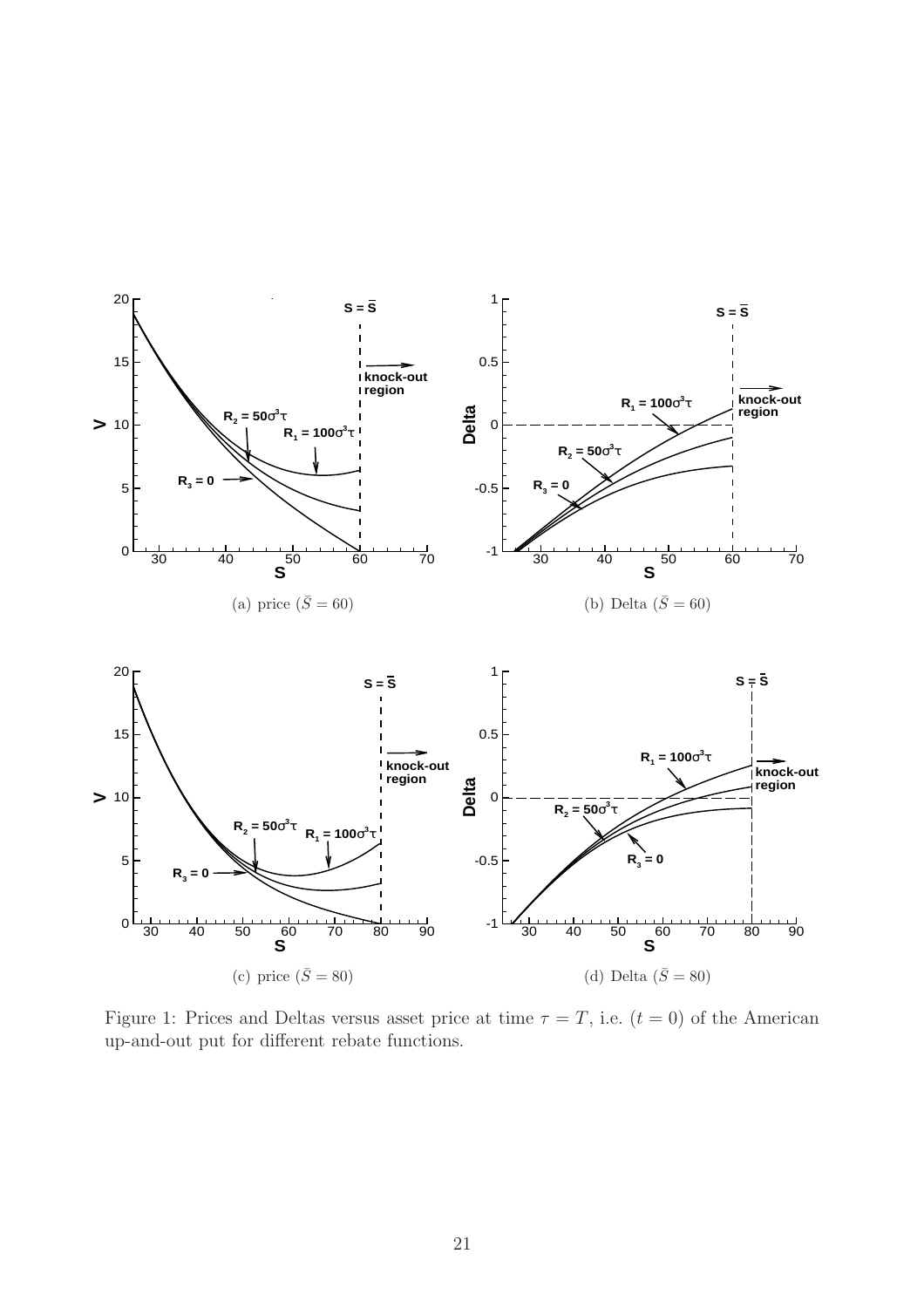(a) price ($\bar{S} = 60$)

(b) Delta ($\bar{S} = 60$)

(c) price ($\bar{S} = 80$)

(d) Delta ($\bar{S} = 80$)

Figure 1: Prices and Deltas versus asset price at time $\tau = T$, i.e. $(t = 0)$ of the American up-and-out put for different rebate functions.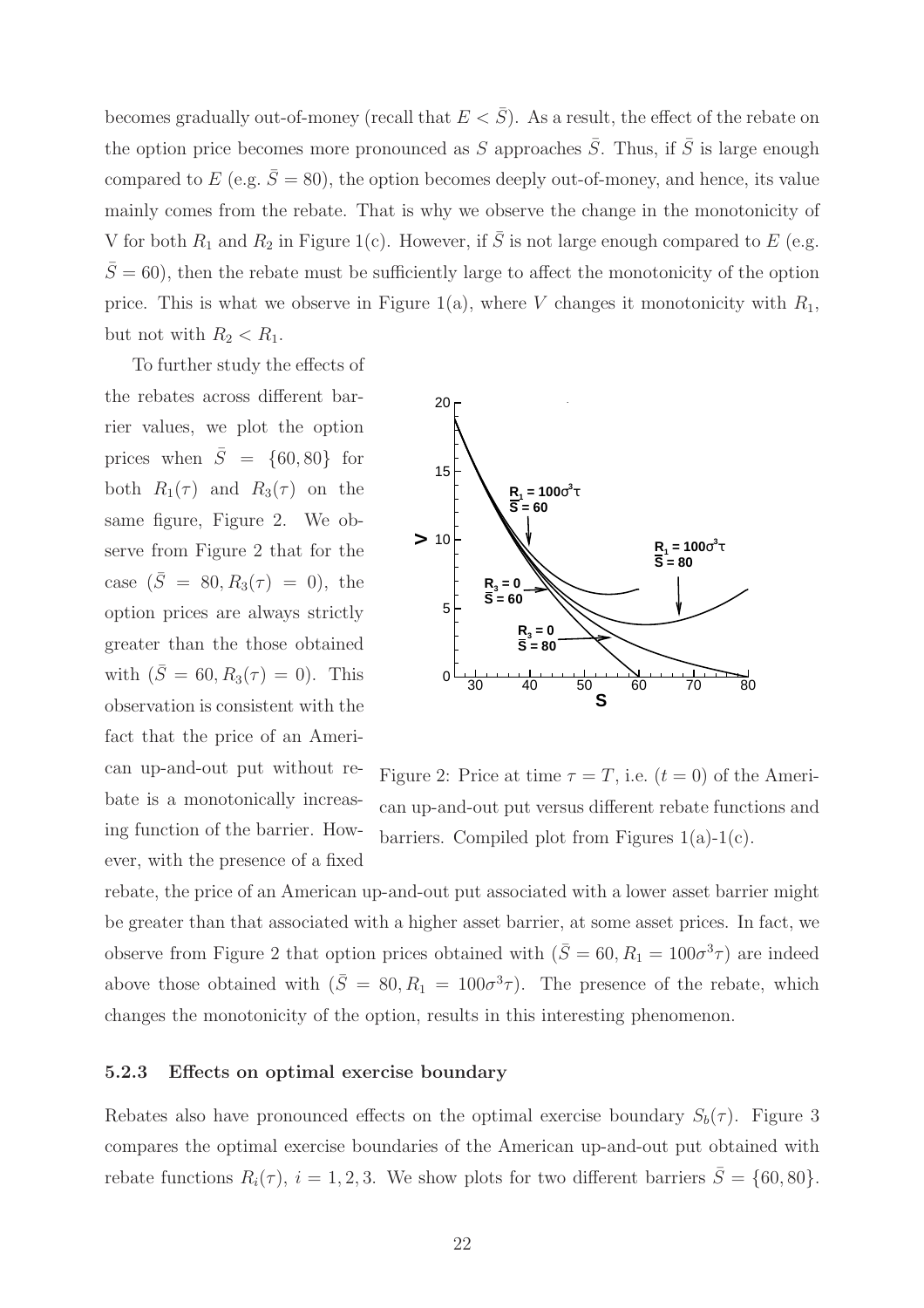becomes gradually out-of-money (recall that $E < \bar{S}$). As a result, the effect of the rebate on the option price becomes more pronounced as $S$ approaches $\bar{S}$. Thus, if $\bar{S}$ is large enough compared to $E$ (e.g. $\bar{S} = 80$), the option becomes deeply out-of-money, and hence, its value mainly comes from the rebate. That is why we observe the change in the monotonicity of V for both $R_1$ and $R_2$ in Figure 1(c). However, if $\bar{S}$ is not large enough compared to $E$ (e.g. $\bar{S} = 60$), then the rebate must be sufficiently large to affect the monotonicity of the option price. This is what we observe in Figure 1(a), where $V$ changes it monotonicity with $R_1$, but not with $R_2 < R_1$.

To further study the effects of the rebates across different barrier values, we plot the option prices when $\bar{S} = \{60, 80\}$ for both $R_1(\tau)$ and $R_3(\tau)$ on the same figure, Figure 2. We observe from Figure 2 that for the case ($\bar{S} = 80, R_3(\tau) = 0$), the option prices are always strictly greater than the those obtained with ($\bar{S} = 60, R_3(\tau) = 0$). This observation is consistent with the fact that the price of an American up-and-out put without rebate is a monotonically increasing function of the barrier. However, with the presence of a fixed rebate, the price of an American up-and-out put associated with a lower asset barrier might be greater than that associated with a higher asset barrier, at some asset prices. In fact, we observe from Figure 2 that option prices obtained with ($\bar{S} = 60, R_1 = 100\sigma^3\tau$) are indeed above those obtained with ($\bar{S} = 80, R_1 = 100\sigma^3\tau$). The presence of the rebate, which changes the monotonicity of the option, results in this interesting phenomenon.

Figure 2: Price at time $\tau = T$, i.e. ($t = 0$) of the American up-and-out put versus different rebate functions and barriers. Compiled plot from Figures 1(a)-1(c).

### 5.2.3 Effects on optimal exercise boundary

Rebates also have pronounced effects on the optimal exercise boundary $S_b(\tau)$. Figure 3 compares the optimal exercise boundaries of the American up-and-out put obtained with rebate functions $R_i(\tau)$, $i = 1, 2, 3$. We show plots for two different barriers $\bar{S} = \{60, 80\}$.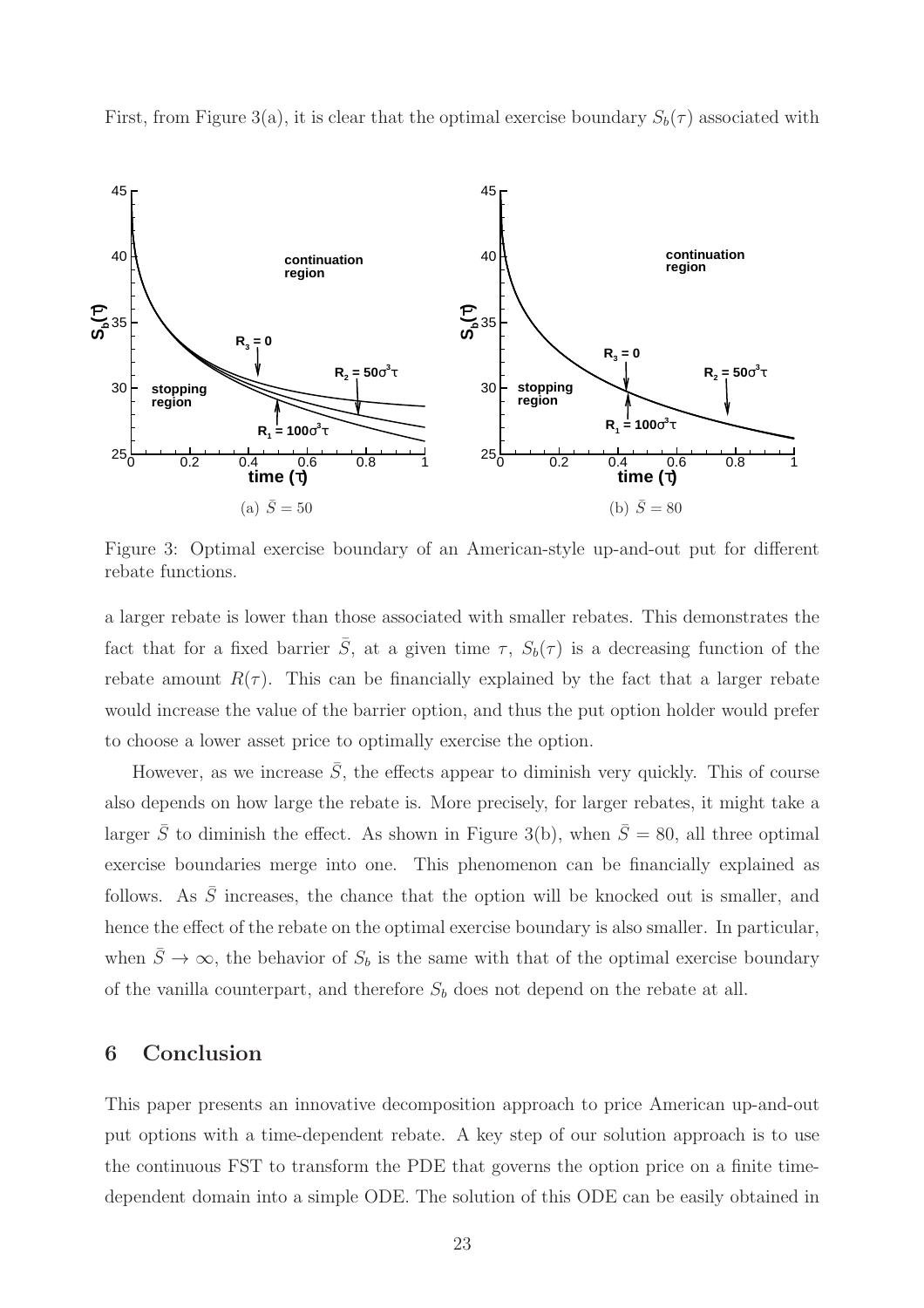First, from Figure 3(a), it is clear that the optimal exercise boundary $S_b(\tau)$ associated with

(a) $\bar{S} = 50$

(b) $\bar{S} = 80$

Figure 3: Optimal exercise boundary of an American-style up-and-out put for different rebate functions.

a larger rebate is lower than those associated with smaller rebates. This demonstrates the fact that for a fixed barrier $\bar{S}$, at a given time $\tau$, $S_b(\tau)$ is a decreasing function of the rebate amount $R(\tau)$. This can be financially explained by the fact that a larger rebate would increase the value of the barrier option, and thus the put option holder would prefer to choose a lower asset price to optimally exercise the option.

However, as we increase $\bar{S}$, the effects appear to diminish very quickly. This of course also depends on how large the rebate is. More precisely, for larger rebates, it might take a larger $\bar{S}$ to diminish the effect. As shown in Figure 3(b), when $\bar{S} = 80$, all three optimal exercise boundaries merge into one. This phenomenon can be financially explained as follows. As $\bar{S}$ increases, the chance that the option will be knocked out is smaller, and hence the effect of the rebate on the optimal exercise boundary is also smaller. In particular, when $\bar{S} \to \infty$, the behavior of $S_b$ is the same with that of the optimal exercise boundary of the vanilla counterpart, and therefore $S_b$ does not depend on the rebate at all.

## 6 Conclusion

This paper presents an innovative decomposition approach to price American up-and-out put options with a time-dependent rebate. A key step of our solution approach is to use the continuous FST to transform the PDE that governs the option price on a finite time-dependent domain into a simple ODE. The solution of this ODE can be easily obtained in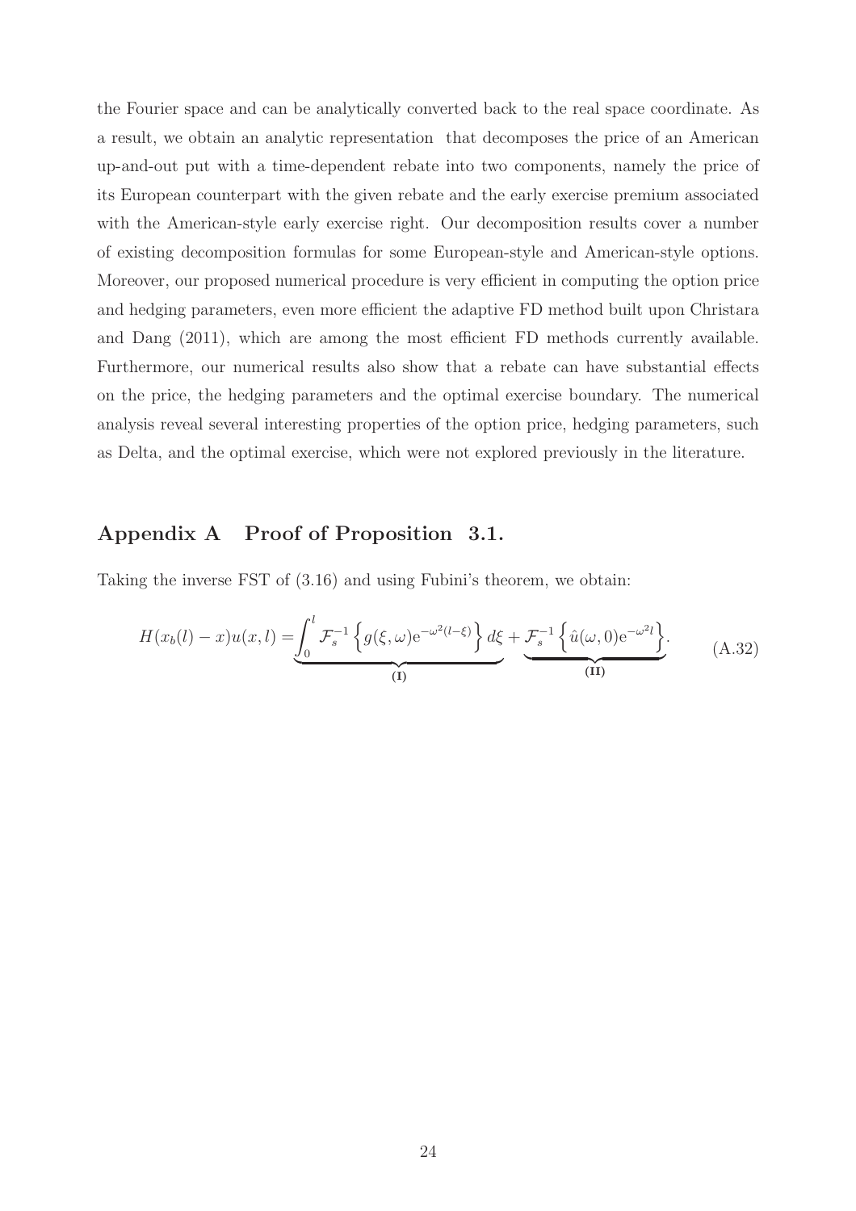the Fourier space and can be analytically converted back to the real space coordinate. As a result, we obtain an analytic representation that decomposes the price of an American up-and-out put with a time-dependent rebate into two components, namely the price of its European counterpart with the given rebate and the early exercise premium associated with the American-style early exercise right. Our decomposition results cover a number of existing decomposition formulas for some European-style and American-style options. Moreover, our proposed numerical procedure is very efficient in computing the option price and hedging parameters, even more efficient the adaptive FD method built upon Christara and Dang (2011), which are among the most efficient FD methods currently available. Furthermore, our numerical results also show that a rebate can have substantial effects on the price, the hedging parameters and the optimal exercise boundary. The numerical analysis reveal several interesting properties of the option price, hedging parameters, such as Delta, and the optimal exercise, which were not explored previously in the literature.

## Appendix A Proof of Proposition 3.1.

Taking the inverse FST of (3.16) and using Fubini's theorem, we obtain:

$$H(x_b(l) - x)u(x, l) = \underbrace{\int_0^l \mathcal{F}_s^{-1}\left\{g(\xi, \omega)\mathrm{e}^{-\omega^2(l-\xi)}\right\} d\xi}_{\textbf{(I)}} + \underbrace{\mathcal{F}_s^{-1}\left\{\hat{u}(\omega, 0)\mathrm{e}^{-\omega^2 l}\right\}}_{\textbf{(II)}}. \tag{A.32}$$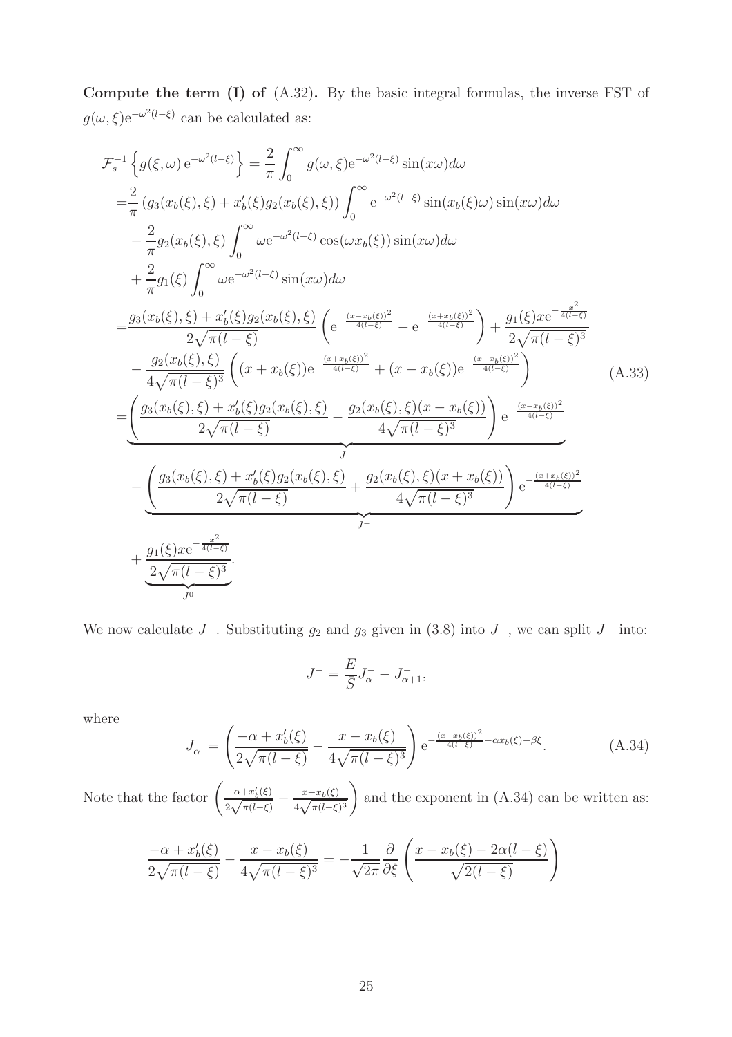**Compute the term (I) of** (A.32)**.** By the basic integral formulas, the inverse FST of $g(\omega,\xi)\mathrm{e}^{-\omega^2(l-\xi)}$ can be calculated as:

$$
\begin{aligned}
&\mathcal{F}_s^{-1}\left\{g(\xi,\omega)\,\mathrm{e}^{-\omega^2(l-\xi)}\right\} = \frac{2}{\pi}\int_0^\infty g(\omega,\xi)\mathrm{e}^{-\omega^2(l-\xi)}\sin(x\omega)d\omega \\
=&\frac{2}{\pi}\left(g_3(x_b(\xi),\xi)+x_b'(\xi)g_2(x_b(\xi),\xi)\right)\int_0^\infty \mathrm{e}^{-\omega^2(l-\xi)}\sin(x_b(\xi)\omega)\sin(x\omega)d\omega \\
&-\frac{2}{\pi}g_2(x_b(\xi),\xi)\int_0^\infty \omega\mathrm{e}^{-\omega^2(l-\xi)}\cos(\omega x_b(\xi))\sin(x\omega)d\omega \\
&+\frac{2}{\pi}g_1(\xi)\int_0^\infty \omega\mathrm{e}^{-\omega^2(l-\xi)}\sin(x\omega)d\omega \\
=&\frac{g_3(x_b(\xi),\xi)+x_b'(\xi)g_2(x_b(\xi),\xi)}{2\sqrt{\pi(l-\xi)}}\left(\mathrm{e}^{-\frac{(x-x_b(\xi))^2}{4(l-\xi)}}-\mathrm{e}^{-\frac{(x+x_b(\xi))^2}{4(l-\xi)}}\right)+\frac{g_1(\xi)x\mathrm{e}^{-\frac{x^2}{4(l-\xi)}}}{2\sqrt{\pi(l-\xi)^3}} \\
&-\frac{g_2(x_b(\xi),\xi)}{4\sqrt{\pi(l-\xi)^3}}\left((x+x_b(\xi))\mathrm{e}^{-\frac{(x+x_b(\xi))^2}{4(l-\xi)}}+(x-x_b(\xi))\mathrm{e}^{-\frac{(x-x_b(\xi))^2}{4(l-\xi)}}\right) \\
=&\underbrace{\left(\frac{g_3(x_b(\xi),\xi)+x_b'(\xi)g_2(x_b(\xi),\xi)}{2\sqrt{\pi(l-\xi)}}-\frac{g_2(x_b(\xi),\xi)(x-x_b(\xi))}{4\sqrt{\pi(l-\xi)^3}}\right)\mathrm{e}^{-\frac{(x-x_b(\xi))^2}{4(l-\xi)}}}_{J^-} \\
&-\underbrace{\left(\frac{g_3(x_b(\xi),\xi)+x_b'(\xi)g_2(x_b(\xi),\xi)}{2\sqrt{\pi(l-\xi)}}+\frac{g_2(x_b(\xi),\xi)(x+x_b(\xi))}{4\sqrt{\pi(l-\xi)^3}}\right)\mathrm{e}^{-\frac{(x+x_b(\xi))^2}{4(l-\xi)}}}_{J^+} \\
&+\underbrace{\frac{g_1(\xi)x\mathrm{e}^{-\frac{x^2}{4(l-\xi)}}}{2\sqrt{\pi(l-\xi)^3}}}_{J^0}.
\end{aligned}
\tag{A.33}
$$

We now calculate $J^-$. Substituting $g_2$ and $g_3$ given in (3.8) into $J^-$, we can split $J^-$ into:

$$
J^- = \frac{E}{S}J^-_\alpha - J^-_{\alpha+1},
$$

where

$$
J^-_\alpha = \left(\frac{-\alpha+x_b'(\xi)}{2\sqrt{\pi(l-\xi)}}-\frac{x-x_b(\xi)}{4\sqrt{\pi(l-\xi)^3}}\right)\mathrm{e}^{-\frac{(x-x_b(\xi))^2}{4(l-\xi)}-\alpha x_b(\xi)-\beta\xi}. \tag{A.34}
$$

Note that the factor $\left(\frac{-\alpha+x_b'(\xi)}{2\sqrt{\pi(l-\xi)}}-\frac{x-x_b(\xi)}{4\sqrt{\pi(l-\xi)^3}}\right)$ and the exponent in (A.34) can be written as:

$$
\frac{-\alpha+x_b'(\xi)}{2\sqrt{\pi(l-\xi)}}-\frac{x-x_b(\xi)}{4\sqrt{\pi(l-\xi)^3}} = -\frac{1}{\sqrt{2\pi}}\frac{\partial}{\partial\xi}\left(\frac{x-x_b(\xi)-2\alpha(l-\xi)}{\sqrt{2(l-\xi)}}\right)
$$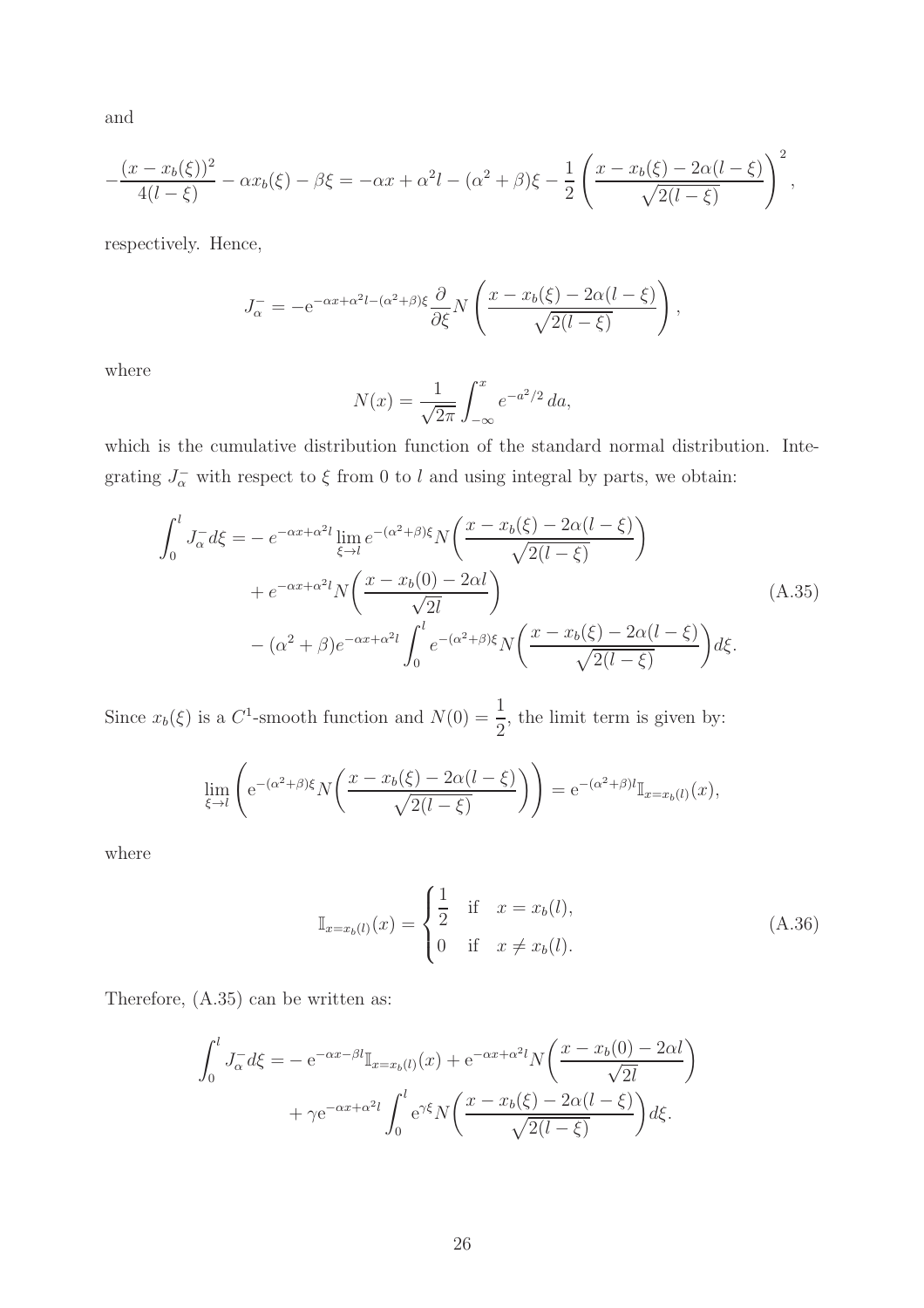and

$$
-\frac{(x-x_b(\xi))^2}{4(l-\xi)} - \alpha x_b(\xi) - \beta\xi = -\alpha x + \alpha^2 l - (\alpha^2+\beta)\xi - \frac{1}{2}\left(\frac{x - x_b(\xi) - 2\alpha(l-\xi)}{\sqrt{2(l-\xi)}}\right)^2,
$$

respectively. Hence,

$$
J_\alpha^- = -\mathrm{e}^{-\alpha x + \alpha^2 l - (\alpha^2+\beta)\xi} \frac{\partial}{\partial \xi} N\left(\frac{x - x_b(\xi) - 2\alpha(l-\xi)}{\sqrt{2(l-\xi)}}\right),
$$

where

$$
N(x) = \frac{1}{\sqrt{2\pi}} \int_{-\infty}^{x} e^{-a^2/2}\, da,
$$

which is the cumulative distribution function of the standard normal distribution. Integrating $J_\alpha^-$ with respect to $\xi$ from 0 to $l$ and using integral by parts, we obtain:

$$
\begin{aligned}
\int_0^l J_\alpha^- d\xi = &- e^{-\alpha x + \alpha^2 l} \lim_{\xi \to l} e^{-(\alpha^2+\beta)\xi} N\bigg(\frac{x - x_b(\xi) - 2\alpha(l-\xi)}{\sqrt{2(l-\xi)}}\bigg) \\
&+ e^{-\alpha x + \alpha^2 l} N\bigg(\frac{x - x_b(0) - 2\alpha l}{\sqrt{2l}}\bigg) \\
&- (\alpha^2+\beta) e^{-\alpha x + \alpha^2 l} \int_0^l e^{-(\alpha^2+\beta)\xi} N\bigg(\frac{x - x_b(\xi) - 2\alpha(l-\xi)}{\sqrt{2(l-\xi)}}\bigg) d\xi.
\end{aligned} \tag{A.35}
$$

Since $x_b(\xi)$ is a $C^1$-smooth function and $N(0) = \dfrac{1}{2}$, the limit term is given by:

$$
\lim_{\xi \to l} \left( \mathrm{e}^{-(\alpha^2+\beta)\xi} N\bigg(\frac{x - x_b(\xi) - 2\alpha(l-\xi)}{\sqrt{2(l-\xi)}}\bigg) \right) = \mathrm{e}^{-(\alpha^2+\beta)l} \mathbb{I}_{x = x_b(l)}(x),
$$

where

$$
\mathbb{I}_{x=x_b(l)}(x) = \begin{cases} \dfrac{1}{2} & \text{if} \quad x = x_b(l), \\ 0 & \text{if} \quad x \neq x_b(l). \end{cases} \tag{A.36}
$$

Therefore, (A.35) can be written as:

$$
\begin{aligned}
\int_0^l J_\alpha^- d\xi = &- \mathrm{e}^{-\alpha x - \beta l} \mathbb{I}_{x=x_b(l)}(x) + \mathrm{e}^{-\alpha x + \alpha^2 l} N\bigg(\frac{x - x_b(0) - 2\alpha l}{\sqrt{2l}}\bigg) \\
&+ \gamma \mathrm{e}^{-\alpha x + \alpha^2 l} \int_0^l \mathrm{e}^{\gamma\xi} N\bigg(\frac{x - x_b(\xi) - 2\alpha(l-\xi)}{\sqrt{2(l-\xi)}}\bigg) d\xi.
\end{aligned}
$$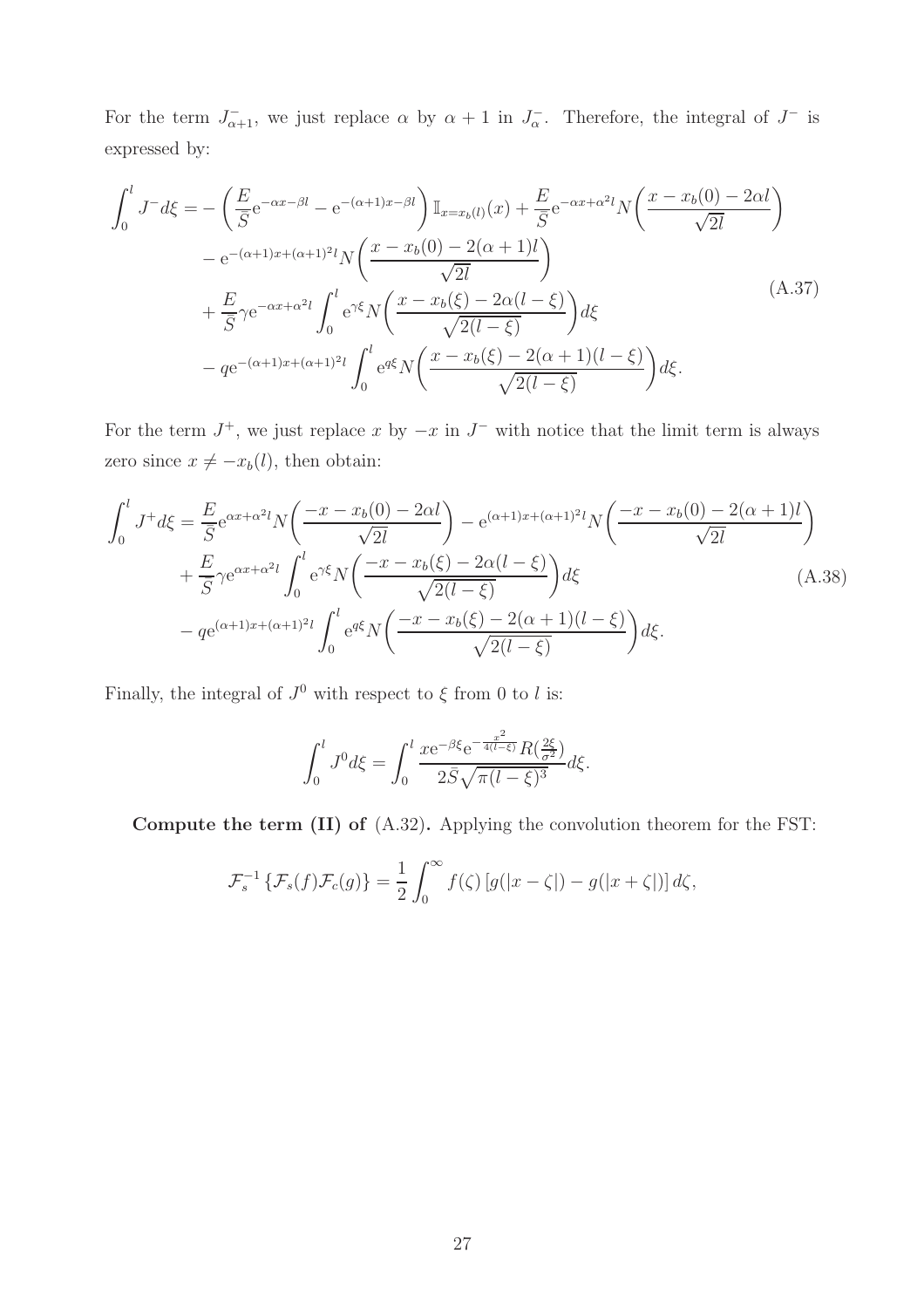For the term $J^-_{\alpha+1}$, we just replace $\alpha$ by $\alpha+1$ in $J^-_\alpha$. Therefore, the integral of $J^-$ is expressed by:

$$
\begin{aligned}
\int_0^l J^- d\xi =& -\left(\frac{E}{\bar{S}}\mathrm{e}^{-\alpha x-\beta l} - \mathrm{e}^{-(\alpha+1)x-\beta l}\right)\mathbb{I}_{x=x_b(l)}(x) + \frac{E}{\bar{S}}\mathrm{e}^{-\alpha x+\alpha^2 l}N\left(\frac{x-x_b(0)-2\alpha l}{\sqrt{2l}}\right) \\
&- \mathrm{e}^{-(\alpha+1)x+(\alpha+1)^2 l}N\left(\frac{x-x_b(0)-2(\alpha+1)l}{\sqrt{2l}}\right) \\
&+ \frac{E}{\bar{S}}\gamma \mathrm{e}^{-\alpha x+\alpha^2 l}\int_0^l \mathrm{e}^{\gamma\xi}N\left(\frac{x-x_b(\xi)-2\alpha(l-\xi)}{\sqrt{2(l-\xi)}}\right)d\xi \\
&- q\mathrm{e}^{-(\alpha+1)x+(\alpha+1)^2 l}\int_0^l \mathrm{e}^{q\xi}N\left(\frac{x-x_b(\xi)-2(\alpha+1)(l-\xi)}{\sqrt{2(l-\xi)}}\right)d\xi.
\end{aligned}
\tag{A.37}
$$

For the term $J^+$, we just replace $x$ by $-x$ in $J^-$ with notice that the limit term is always zero since $x \neq -x_b(l)$, then obtain:

$$
\begin{aligned}
\int_0^l J^+ d\xi =& \frac{E}{\bar{S}}\mathrm{e}^{\alpha x+\alpha^2 l}N\left(\frac{-x-x_b(0)-2\alpha l}{\sqrt{2l}}\right) - \mathrm{e}^{(\alpha+1)x+(\alpha+1)^2 l}N\left(\frac{-x-x_b(0)-2(\alpha+1)l}{\sqrt{2l}}\right) \\
&+ \frac{E}{\bar{S}}\gamma \mathrm{e}^{\alpha x+\alpha^2 l}\int_0^l \mathrm{e}^{\gamma\xi}N\left(\frac{-x-x_b(\xi)-2\alpha(l-\xi)}{\sqrt{2(l-\xi)}}\right)d\xi \\
&- q\mathrm{e}^{(\alpha+1)x+(\alpha+1)^2 l}\int_0^l \mathrm{e}^{q\xi}N\left(\frac{-x-x_b(\xi)-2(\alpha+1)(l-\xi)}{\sqrt{2(l-\xi)}}\right)d\xi.
\end{aligned}
\tag{A.38}
$$

Finally, the integral of $J^0$ with respect to $\xi$ from 0 to $l$ is:

$$
\int_0^l J^0 d\xi = \int_0^l \frac{x\mathrm{e}^{-\beta\xi}\mathrm{e}^{-\frac{x^2}{4(l-\xi)}}R(\frac{2\xi}{\sigma^2})}{2\bar{S}\sqrt{\pi(l-\xi)^3}}d\xi.
$$

**Compute the term (II) of** (A.32)**.** Applying the convolution theorem for the FST:

$$
\mathcal{F}_s^{-1}\left\{\mathcal{F}_s(f)\mathcal{F}_c(g)\right\} = \frac{1}{2}\int_0^\infty f(\zeta)\left[g(|x-\zeta|) - g(|x+\zeta|)\right]d\zeta,
$$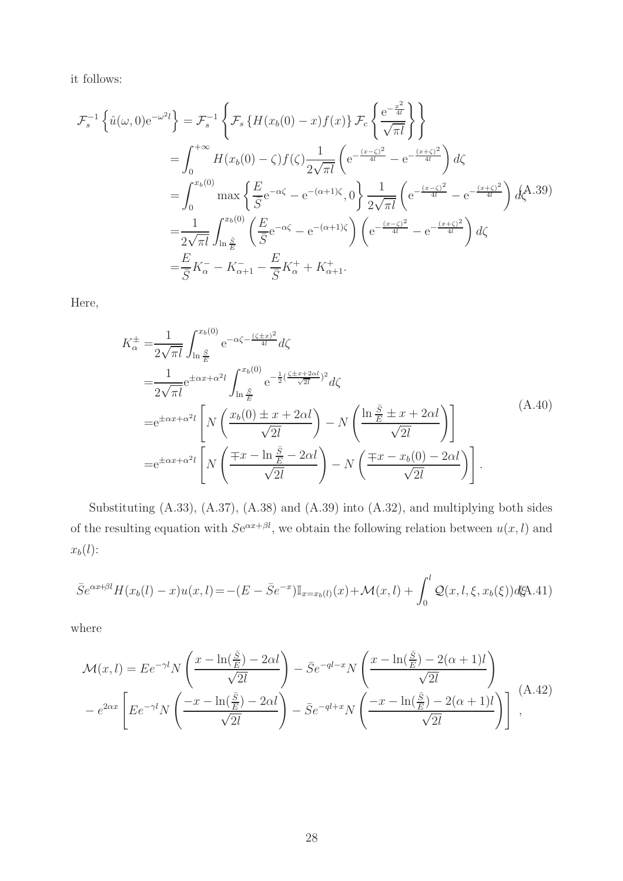it follows:

$$
\begin{aligned}
\mathcal{F}_s^{-1}\left\{\hat{u}(\omega,0)\mathrm{e}^{-\omega^2 l}\right\} &= \mathcal{F}_s^{-1}\left\{\mathcal{F}_s\left\{H(x_b(0)-x)f(x)\right\}\mathcal{F}_c\left\{\frac{\mathrm{e}^{-\frac{x^2}{4l}}}{\sqrt{\pi l}}\right\}\right\} \\
&= \int_0^{+\infty} H(x_b(0)-\zeta)f(\zeta)\frac{1}{2\sqrt{\pi l}}\left(\mathrm{e}^{-\frac{(x-\zeta)^2}{4l}} - \mathrm{e}^{-\frac{(x+\zeta)^2}{4l}}\right)d\zeta \\
&= \int_0^{x_b(0)} \max\left\{\frac{E}{\bar{S}}\mathrm{e}^{-\alpha\zeta} - \mathrm{e}^{-(\alpha+1)\zeta}, 0\right\}\frac{1}{2\sqrt{\pi l}}\left(\mathrm{e}^{-\frac{(x-\zeta)^2}{4l}} - \mathrm{e}^{-\frac{(x+\zeta)^2}{4l}}\right)d\zeta \qquad (A.39) \\
&= \frac{1}{2\sqrt{\pi l}}\int_{\ln\frac{\bar{S}}{E}}^{x_b(0)} \left(\frac{E}{\bar{S}}\mathrm{e}^{-\alpha\zeta} - \mathrm{e}^{-(\alpha+1)\zeta}\right)\left(\mathrm{e}^{-\frac{(x-\zeta)^2}{4l}} - \mathrm{e}^{-\frac{(x+\zeta)^2}{4l}}\right)d\zeta \\
&= \frac{E}{\bar{S}}K_\alpha^- - K_{\alpha+1}^- - \frac{E}{\bar{S}}K_\alpha^+ + K_{\alpha+1}^+.
\end{aligned}
$$

Here,

$$
\begin{aligned}
K_\alpha^\pm &= \frac{1}{2\sqrt{\pi l}}\int_{\ln\frac{\bar{S}}{E}}^{x_b(0)} \mathrm{e}^{-\alpha\zeta - \frac{(\zeta\pm x)^2}{4l}}d\zeta \\
&= \frac{1}{2\sqrt{\pi l}}\mathrm{e}^{\pm\alpha x + \alpha^2 l}\int_{\ln\frac{\bar{S}}{E}}^{x_b(0)} \mathrm{e}^{-\frac{1}{2}(\frac{\zeta\pm x + 2\alpha l}{\sqrt{2l}})^2}d\zeta \\
&= \mathrm{e}^{\pm\alpha x + \alpha^2 l}\left[N\left(\frac{x_b(0)\pm x + 2\alpha l}{\sqrt{2l}}\right) - N\left(\frac{\ln\frac{\bar{S}}{E}\pm x + 2\alpha l}{\sqrt{2l}}\right)\right] \qquad (A.40) \\
&= \mathrm{e}^{\pm\alpha x + \alpha^2 l}\left[N\left(\frac{\mp x - \ln\frac{\bar{S}}{E} - 2\alpha l}{\sqrt{2l}}\right) - N\left(\frac{\mp x - x_b(0) - 2\alpha l}{\sqrt{2l}}\right)\right].
\end{aligned}
$$

Substituting (A.33), (A.37), (A.38) and (A.39) into (A.32), and multiplying both sides of the resulting equation with $S\mathrm{e}^{\alpha x+\beta l}$, we obtain the following relation between $u(x,l)$ and $x_b(l)$:

$$
\bar{S}e^{\alpha x+\beta l}H(x_b(l)-x)u(x,l) = -(E-\bar{S}e^{-x})\mathbb{I}_{x=x_b(l)}(x) + \mathcal{M}(x,l) + \int_0^l \mathcal{Q}(x,l,\xi,x_b(\xi))d\xi \qquad (A.41)
$$

where

$$
\begin{aligned}
\mathcal{M}(x,l) &= Ee^{-\gamma l}N\left(\frac{x-\ln(\frac{\bar{S}}{E})-2\alpha l}{\sqrt{2l}}\right) - \bar{S}e^{-ql-x}N\left(\frac{x-\ln(\frac{\bar{S}}{E})-2(\alpha+1)l}{\sqrt{2l}}\right) \\
&- e^{2\alpha x}\left[Ee^{-\gamma l}N\left(\frac{-x-\ln(\frac{\bar{S}}{E})-2\alpha l}{\sqrt{2l}}\right) - \bar{S}e^{-ql+x}N\left(\frac{-x-\ln(\frac{\bar{S}}{E})-2(\alpha+1)l}{\sqrt{2l}}\right)\right], \qquad (A.42)
\end{aligned}
$$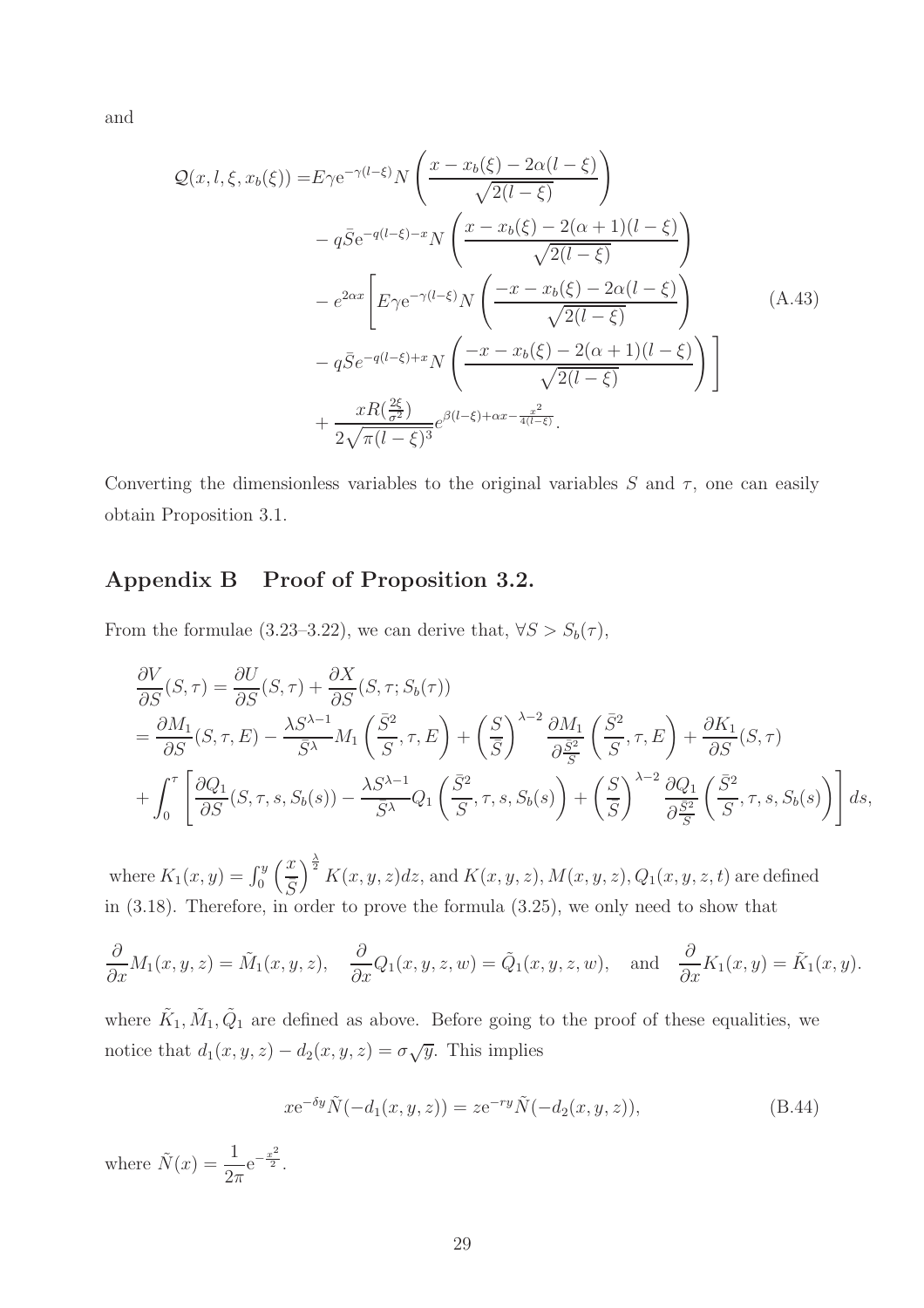and

$$
\begin{aligned}
\mathcal{Q}(x,l,\xi,x_b(\xi)) =& E\gamma \mathrm{e}^{-\gamma(l-\xi)} N\left(\frac{x-x_b(\xi)-2\alpha(l-\xi)}{\sqrt{2(l-\xi)}}\right) \\
&- q\bar{S}\mathrm{e}^{-q(l-\xi)-x} N\left(\frac{x-x_b(\xi)-2(\alpha+1)(l-\xi)}{\sqrt{2(l-\xi)}}\right) \\
&- e^{2\alpha x}\Bigg[E\gamma \mathrm{e}^{-\gamma(l-\xi)} N\left(\frac{-x-x_b(\xi)-2\alpha(l-\xi)}{\sqrt{2(l-\xi)}}\right) \\
&- q\bar{S}e^{-q(l-\xi)+x} N\left(\frac{-x-x_b(\xi)-2(\alpha+1)(l-\xi)}{\sqrt{2(l-\xi)}}\right)\Bigg] \\
&+ \frac{xR(\frac{2\xi}{\sigma^2})}{2\sqrt{\pi(l-\xi)^3}} e^{\beta(l-\xi)+\alpha x-\frac{x^2}{4(l-\xi)}}.
\end{aligned} \tag{A.43}
$$

Converting the dimensionless variables to the original variables $S$ and $\tau$, one can easily obtain Proposition 3.1.

## Appendix B Proof of Proposition 3.2.

From the formulae (3.23–3.22), we can derive that, $\forall S > S_b(\tau)$,

$$
\begin{aligned}
&\frac{\partial V}{\partial S}(S,\tau) = \frac{\partial U}{\partial S}(S,\tau) + \frac{\partial X}{\partial S}(S,\tau;S_b(\tau)) \\
&= \frac{\partial M_1}{\partial S}(S,\tau,E) - \frac{\lambda S^{\lambda-1}}{\bar{S}^\lambda} M_1\left(\frac{\bar{S}^2}{S},\tau,E\right) + \left(\frac{S}{\bar{S}}\right)^{\lambda-2} \frac{\partial M_1}{\partial \frac{\bar{S}^2}{S}}\left(\frac{\bar{S}^2}{S},\tau,E\right) + \frac{\partial K_1}{\partial S}(S,\tau) \\
&+ \int_0^\tau \left[\frac{\partial Q_1}{\partial S}(S,\tau,s,S_b(s)) - \frac{\lambda S^{\lambda-1}}{\bar{S}^\lambda} Q_1\left(\frac{\bar{S}^2}{S},\tau,s,S_b(s)\right) + \left(\frac{S}{\bar{S}}\right)^{\lambda-2} \frac{\partial Q_1}{\partial \frac{\bar{S}^2}{S}}\left(\frac{\bar{S}^2}{S},\tau,s,S_b(s)\right)\right] ds,
\end{aligned}
$$

where $K_1(x,y) = \int_0^y \left(\frac{x}{\bar{S}}\right)^{\frac{\lambda}{2}} K(x,y,z)dz$, and $K(x,y,z), M(x,y,z), Q_1(x,y,z,t)$ are defined in (3.18). Therefore, in order to prove the formula (3.25), we only need to show that

$$
\frac{\partial}{\partial x} M_1(x,y,z) = \tilde{M}_1(x,y,z), \quad \frac{\partial}{\partial x} Q_1(x,y,z,w) = \tilde{Q}_1(x,y,z,w), \quad \text{and} \quad \frac{\partial}{\partial x} K_1(x,y) = \tilde{K}_1(x,y).
$$

where $\tilde{K}_1, \tilde{M}_1, \tilde{Q}_1$ are defined as above. Before going to the proof of these equalities, we notice that $d_1(x,y,z) - d_2(x,y,z) = \sigma\sqrt{y}$. This implies

$$
x\mathrm{e}^{-\delta y}\tilde{N}(-d_1(x,y,z)) = z\mathrm{e}^{-ry}\tilde{N}(-d_2(x,y,z)), \tag{B.44}
$$

where $\tilde{N}(x) = \frac{1}{2\pi}\mathrm{e}^{-\frac{x^2}{2}}$.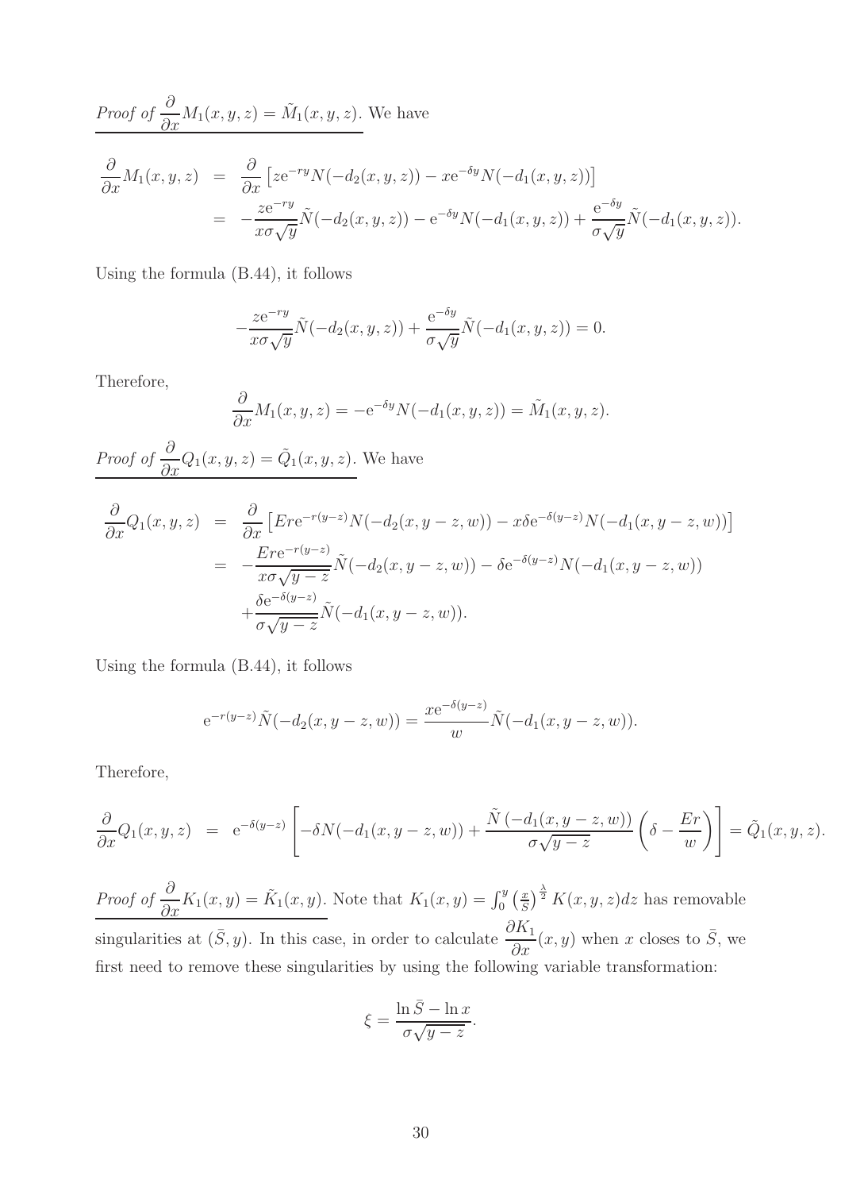<u>*Proof of* $\dfrac{\partial}{\partial x}M_1(x,y,z) = \tilde{M}_1(x,y,z)$. We have</u>

$$
\begin{aligned}
\frac{\partial}{\partial x}M_1(x,y,z) &= \frac{\partial}{\partial x}\left[z\mathrm{e}^{-ry}N(-d_2(x,y,z)) - x\mathrm{e}^{-\delta y}N(-d_1(x,y,z))\right] \\
&= -\frac{z\mathrm{e}^{-ry}}{x\sigma\sqrt{y}}\tilde{N}(-d_2(x,y,z)) - \mathrm{e}^{-\delta y}N(-d_1(x,y,z)) + \frac{\mathrm{e}^{-\delta y}}{\sigma\sqrt{y}}\tilde{N}(-d_1(x,y,z)).
\end{aligned}
$$

Using the formula (B.44), it follows

$$
-\frac{z\mathrm{e}^{-ry}}{x\sigma\sqrt{y}}\tilde{N}(-d_2(x,y,z)) + \frac{\mathrm{e}^{-\delta y}}{\sigma\sqrt{y}}\tilde{N}(-d_1(x,y,z)) = 0.
$$

Therefore,

$$
\frac{\partial}{\partial x}M_1(x,y,z) = -\mathrm{e}^{-\delta y}N(-d_1(x,y,z)) = \tilde{M}_1(x,y,z).
$$

<u>*Proof of* $\dfrac{\partial}{\partial x}Q_1(x,y,z) = \tilde{Q}_1(x,y,z)$. We have</u>

$$
\begin{aligned}
\frac{\partial}{\partial x}Q_1(x,y,z) &= \frac{\partial}{\partial x}\left[Er\mathrm{e}^{-r(y-z)}N(-d_2(x,y-z,w)) - x\delta\mathrm{e}^{-\delta(y-z)}N(-d_1(x,y-z,w))\right] \\
&= -\frac{Er\mathrm{e}^{-r(y-z)}}{x\sigma\sqrt{y-z}}\tilde{N}(-d_2(x,y-z,w)) - \delta\mathrm{e}^{-\delta(y-z)}N(-d_1(x,y-z,w)) \\
&\quad + \frac{\delta\mathrm{e}^{-\delta(y-z)}}{\sigma\sqrt{y-z}}\tilde{N}(-d_1(x,y-z,w)).
\end{aligned}
$$

Using the formula (B.44), it follows

$$
\mathrm{e}^{-r(y-z)}\tilde{N}(-d_2(x,y-z,w)) = \frac{x\mathrm{e}^{-\delta(y-z)}}{w}\tilde{N}(-d_1(x,y-z,w)).
$$

Therefore,

$$
\frac{\partial}{\partial x}Q_1(x,y,z) = \mathrm{e}^{-\delta(y-z)}\left[-\delta N(-d_1(x,y-z,w)) + \frac{\tilde{N}\left(-d_1(x,y-z,w)\right)}{\sigma\sqrt{y-z}}\left(\delta - \frac{Er}{w}\right)\right] = \tilde{Q}_1(x,y,z).
$$

<u>*Proof of* $\dfrac{\partial}{\partial x}K_1(x,y) = \tilde{K}_1(x,y)$.</u> Note that $K_1(x,y) = \int_0^y \left(\frac{x}{\bar{S}}\right)^{\frac{\lambda}{2}} K(x,y,z)dz$ has removable singularities at $(\bar{S}, y)$. In this case, in order to calculate $\dfrac{\partial K_1}{\partial x}(x,y)$ when $x$ closes to $\bar{S}$, we first need to remove these singularities by using the following variable transformation:

$$
\xi = \frac{\ln\bar{S} - \ln x}{\sigma\sqrt{y-z}}.
$$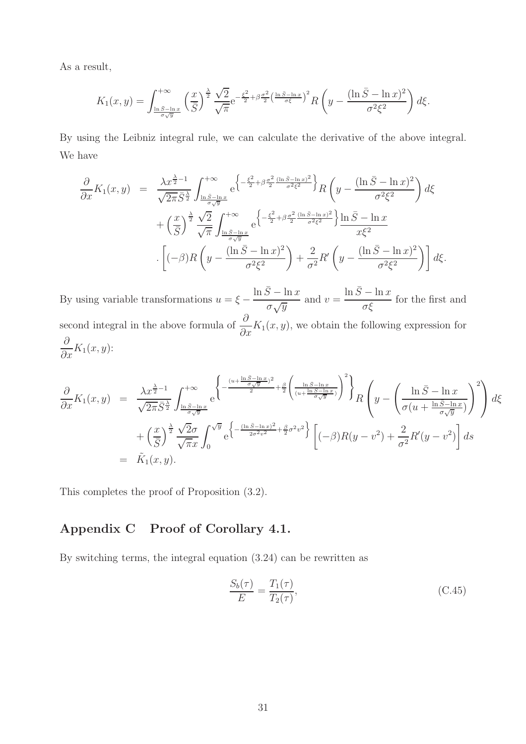As a result,

$$K_1(x,y) = \int_{\frac{\ln \bar{S} - \ln x}{\sigma\sqrt{y}}}^{+\infty} \left(\frac{x}{\bar{S}}\right)^{\frac{\lambda}{2}} \frac{\sqrt{2}}{\sqrt{\pi}} \mathrm{e}^{-\frac{\xi^2}{2}+\beta\frac{\sigma^2}{2}\left(\frac{\ln \bar{S}-\ln x}{\sigma\xi}\right)^2} R\left(y - \frac{(\ln \bar{S} - \ln x)^2}{\sigma^2 \xi^2}\right) d\xi.$$

By using the Leibniz integral rule, we can calculate the derivative of the above integral. We have

$$\begin{aligned}
\frac{\partial}{\partial x} K_1(x,y) &= \frac{\lambda x^{\frac{\lambda}{2}-1}}{\sqrt{2\pi}\bar{S}^{\frac{\lambda}{2}}} \int_{\frac{\ln \bar{S} - \ln x}{\sigma\sqrt{y}}}^{+\infty} \mathrm{e}^{\left\{-\frac{\xi^2}{2}+\beta\frac{\sigma^2}{2}\frac{(\ln \bar{S}-\ln x)^2}{\sigma^2\xi^2}\right\}} R\left(y - \frac{(\ln \bar{S} - \ln x)^2}{\sigma^2\xi^2}\right) d\xi \\
&+ \left(\frac{x}{\bar{S}}\right)^{\frac{\lambda}{2}} \frac{\sqrt{2}}{\sqrt{\pi}} \int_{\frac{\ln \bar{S} - \ln x}{\sigma\sqrt{y}}}^{+\infty} \mathrm{e}^{\left\{-\frac{\xi^2}{2}+\beta\frac{\sigma^2}{2}\frac{(\ln \bar{S}-\ln x)^2}{\sigma^2\xi^2}\right\}} \frac{\ln \bar{S} - \ln x}{x\xi^2} \\
&\cdot \left[(-\beta) R\left(y - \frac{(\ln \bar{S} - \ln x)^2}{\sigma^2\xi^2}\right) + \frac{2}{\sigma^2} R'\left(y - \frac{(\ln \bar{S} - \ln x)^2}{\sigma^2\xi^2}\right)\right] d\xi.
\end{aligned}$$

By using variable transformations $u = \xi - \dfrac{\ln \bar{S} - \ln x}{\sigma\sqrt{y}}$ and $v = \dfrac{\ln \bar{S} - \ln x}{\sigma\xi}$ for the first and second integral in the above formula of $\dfrac{\partial}{\partial x} K_1(x,y)$, we obtain the following expression for $\dfrac{\partial}{\partial x} K_1(x,y)$:

$$\begin{aligned}
\frac{\partial}{\partial x} K_1(x,y) &= \frac{\lambda x^{\frac{\lambda}{2}-1}}{\sqrt{2\pi}\bar{S}^{\frac{\lambda}{2}}} \int_{\frac{\ln \bar{S} - \ln x}{\sigma\sqrt{y}}}^{+\infty} \mathrm{e}^{\left\{-\frac{(u+\frac{\ln \bar{S}-\ln x}{\sigma\sqrt{y}})^2}{2}+\frac{\beta}{2}\left(\frac{\ln \bar{S}-\ln x}{(u+\frac{\ln \bar{S}-\ln x}{\sigma\sqrt{y}})}\right)^2\right\}} R\left(y - \left(\frac{\ln \bar{S} - \ln x}{\sigma(u + \frac{\ln \bar{S}-\ln x}{\sigma\sqrt{y}})}\right)^2\right) d\xi \\
&+ \left(\frac{x}{\bar{S}}\right)^{\frac{\lambda}{2}} \frac{\sqrt{2}\sigma}{\sqrt{\pi}x} \int_0^{\sqrt{y}} \mathrm{e}^{\left\{-\frac{(\ln \bar{S}-\ln x)^2}{2\sigma^2 v^2}+\frac{\beta}{2}\sigma^2 v^2\right\}} \left[(-\beta) R(y - v^2) + \frac{2}{\sigma^2} R'(y - v^2)\right] ds \\
&= \tilde{K}_1(x,y).
\end{aligned}$$

This completes the proof of Proposition (3.2).

## Appendix C Proof of Corollary 4.1.

By switching terms, the integral equation (3.24) can be rewritten as

$$\frac{S_b(\tau)}{E} = \frac{T_1(\tau)}{T_2(\tau)}, \tag{C.45}$$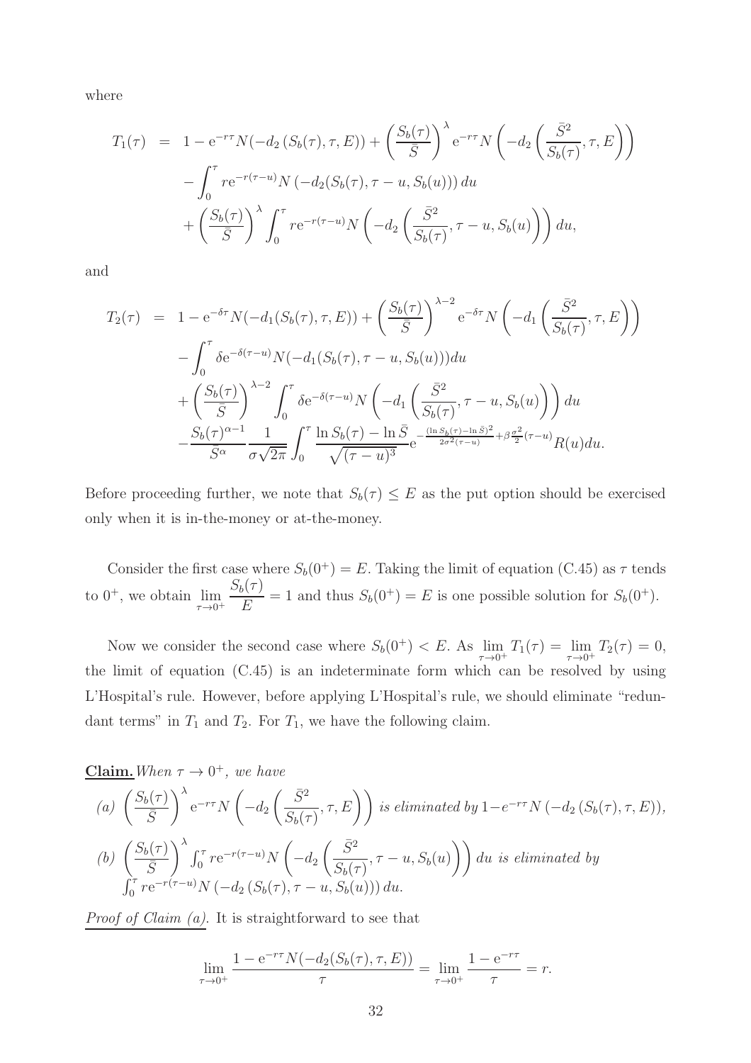where

$$
\begin{aligned}
T_1(\tau) &= 1 - \mathrm{e}^{-r\tau} N(-d_2(S_b(\tau), \tau, E)) + \left(\frac{S_b(\tau)}{\bar{S}}\right)^{\lambda} \mathrm{e}^{-r\tau} N\left(-d_2\left(\frac{\bar{S}^2}{S_b(\tau)}, \tau, E\right)\right) \\
&\quad - \int_0^{\tau} r\mathrm{e}^{-r(\tau-u)} N\left(-d_2(S_b(\tau), \tau-u, S_b(u))\right) du \\
&\quad + \left(\frac{S_b(\tau)}{\bar{S}}\right)^{\lambda} \int_0^{\tau} r\mathrm{e}^{-r(\tau-u)} N\left(-d_2\left(\frac{\bar{S}^2}{S_b(\tau)}, \tau-u, S_b(u)\right)\right) du,
\end{aligned}
$$

and

$$
\begin{aligned}
T_2(\tau) &= 1 - \mathrm{e}^{-\delta\tau} N(-d_1(S_b(\tau), \tau, E)) + \left(\frac{S_b(\tau)}{\bar{S}}\right)^{\lambda-2} \mathrm{e}^{-\delta\tau} N\left(-d_1\left(\frac{\bar{S}^2}{S_b(\tau)}, \tau, E\right)\right) \\
&\quad - \int_0^{\tau} \delta\mathrm{e}^{-\delta(\tau-u)} N(-d_1(S_b(\tau), \tau-u, S_b(u))) du \\
&\quad + \left(\frac{S_b(\tau)}{\bar{S}}\right)^{\lambda-2} \int_0^{\tau} \delta\mathrm{e}^{-\delta(\tau-u)} N\left(-d_1\left(\frac{\bar{S}^2}{S_b(\tau)}, \tau-u, S_b(u)\right)\right) du \\
&\quad - \frac{S_b(\tau)^{\alpha-1}}{\bar{S}^{\alpha}} \frac{1}{\sigma\sqrt{2\pi}} \int_0^{\tau} \frac{\ln S_b(\tau) - \ln \bar{S}}{\sqrt{(\tau-u)^3}} \mathrm{e}^{-\frac{(\ln S_b(\tau) - \ln \bar{S})^2}{2\sigma^2(\tau-u)} + \beta\frac{\sigma^2}{2}(\tau-u)} R(u) du.
\end{aligned}
$$

Before proceeding further, we note that $S_b(\tau) \leq E$ as the put option should be exercised only when it is in-the-money or at-the-money.

Consider the first case where $S_b(0^+) = E$. Taking the limit of equation (C.45) as $\tau$ tends to $0^+$, we obtain $\lim_{\tau \to 0^+} \dfrac{S_b(\tau)}{E} = 1$ and thus $S_b(0^+) = E$ is one possible solution for $S_b(0^+)$.

Now we consider the second case where $S_b(0^+) < E$. As $\lim_{\tau \to 0^+} T_1(\tau) = \lim_{\tau \to 0^+} T_2(\tau) = 0$, the limit of equation (C.45) is an indeterminate form which can be resolved by using L'Hospital's rule. However, before applying L'Hospital's rule, we should eliminate "redundant terms" in $T_1$ and $T_2$. For $T_1$, we have the following claim.

**Claim.** *When $\tau \to 0^+$, we have*

*(a)* $\left(\dfrac{S_b(\tau)}{\bar{S}}\right)^{\lambda} \mathrm{e}^{-r\tau} N\left(-d_2\left(\dfrac{\bar{S}^2}{S_b(\tau)}, \tau, E\right)\right)$ *is eliminated by* $1 - e^{-r\tau} N\left(-d_2\left(S_b(\tau), \tau, E\right)\right)$,

*(b)* $\left(\dfrac{S_b(\tau)}{\bar{S}}\right)^{\lambda} \int_0^{\tau} r\mathrm{e}^{-r(\tau-u)} N\left(-d_2\left(\dfrac{\bar{S}^2}{S_b(\tau)}, \tau-u, S_b(u)\right)\right) du$ *is eliminated by* $\int_0^{\tau} r\mathrm{e}^{-r(\tau-u)} N\left(-d_2\left(S_b(\tau), \tau-u, S_b(u)\right)\right) du$.

*Proof of Claim (a).* It is straightforward to see that

$$
\lim_{\tau \to 0^+} \frac{1 - \mathrm{e}^{-r\tau} N(-d_2(S_b(\tau), \tau, E))}{\tau} = \lim_{\tau \to 0^+} \frac{1 - \mathrm{e}^{-r\tau}}{\tau} = r.
$$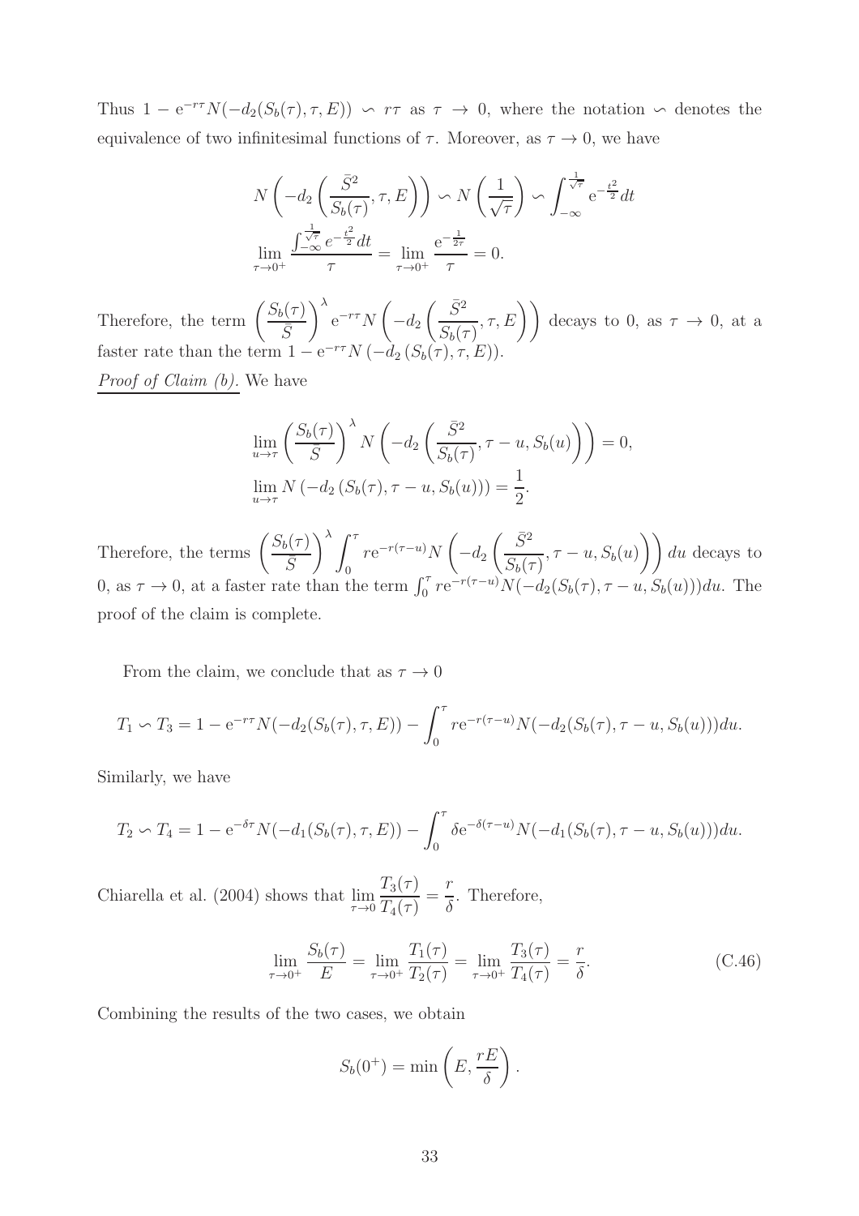Thus $1 - e^{-r\tau}N(-d_2(S_b(\tau),\tau,E)) \backsim r\tau$ as $\tau \to 0$, where the notation $\backsim$ denotes the equivalence of two infinitesimal functions of $\tau$. Moreover, as $\tau \to 0$, we have

$$
N\left(-d_2\left(\frac{\bar{S}^2}{S_b(\tau)},\tau,E\right)\right) \backsim N\left(\frac{1}{\sqrt{\tau}}\right) \backsim \int_{-\infty}^{\frac{1}{\sqrt{\tau}}} e^{-\frac{t^2}{2}}dt
$$

$$
\lim_{\tau\to 0^+}\frac{\int_{-\infty}^{\frac{1}{\sqrt{\tau}}} e^{-\frac{t^2}{2}}dt}{\tau} = \lim_{\tau\to 0^+}\frac{e^{-\frac{1}{2\tau}}}{\tau} = 0.
$$

Therefore, the term $\left(\frac{S_b(\tau)}{\bar{S}}\right)^\lambda e^{-r\tau}N\left(-d_2\left(\frac{\bar{S}^2}{S_b(\tau)},\tau,E\right)\right)$ decays to 0, as $\tau \to 0$, at a faster rate than the term $1 - e^{-r\tau}N\left(-d_2\left(S_b(\tau),\tau,E\right)\right)$.

_Proof of Claim (b)._ We have

$$
\lim_{u\to\tau}\left(\frac{S_b(\tau)}{\bar{S}}\right)^\lambda N\left(-d_2\left(\frac{\bar{S}^2}{S_b(\tau)},\tau-u,S_b(u)\right)\right) = 0,
$$

$$
\lim_{u\to\tau} N\left(-d_2\left(S_b(\tau),\tau-u,S_b(u)\right)\right) = \frac{1}{2}.
$$

Therefore, the terms $\left(\frac{S_b(\tau)}{\bar{S}}\right)^\lambda \int_0^\tau re^{-r(\tau-u)}N\left(-d_2\left(\frac{\bar{S}^2}{S_b(\tau)},\tau-u,S_b(u)\right)\right)du$ decays to 0, as $\tau \to 0$, at a faster rate than the term $\int_0^\tau re^{-r(\tau-u)}N(-d_2(S_b(\tau),\tau-u,S_b(u)))du$. The proof of the claim is complete.

From the claim, we conclude that as $\tau \to 0$

$$
T_1 \backsim T_3 = 1 - e^{-r\tau}N(-d_2(S_b(\tau),\tau,E)) - \int_0^\tau re^{-r(\tau-u)}N(-d_2(S_b(\tau),\tau-u,S_b(u)))du.
$$

Similarly, we have

$$
T_2 \backsim T_4 = 1 - e^{-\delta\tau}N(-d_1(S_b(\tau),\tau,E)) - \int_0^\tau \delta e^{-\delta(\tau-u)}N(-d_1(S_b(\tau),\tau-u,S_b(u)))du.
$$

Chiarella et al. (2004) shows that $\lim_{\tau\to 0}\frac{T_3(\tau)}{T_4(\tau)} = \frac{r}{\delta}$. Therefore,

$$
\lim_{\tau\to 0^+}\frac{S_b(\tau)}{E} = \lim_{\tau\to 0^+}\frac{T_1(\tau)}{T_2(\tau)} = \lim_{\tau\to 0^+}\frac{T_3(\tau)}{T_4(\tau)} = \frac{r}{\delta}. \tag{C.46}
$$

Combining the results of the two cases, we obtain

$$
S_b(0^+) = \min\left(E,\frac{rE}{\delta}\right).
$$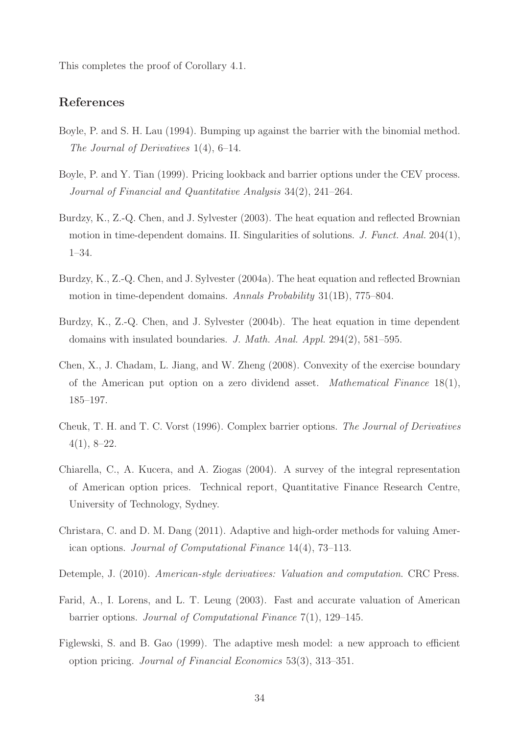This completes the proof of Corollary 4.1.

## References

Boyle, P. and S. H. Lau (1994). Bumping up against the barrier with the binomial method. *The Journal of Derivatives* 1(4), 6–14.

Boyle, P. and Y. Tian (1999). Pricing lookback and barrier options under the CEV process. *Journal of Financial and Quantitative Analysis* 34(2), 241–264.

Burdzy, K., Z.-Q. Chen, and J. Sylvester (2003). The heat equation and reflected Brownian motion in time-dependent domains. II. Singularities of solutions. *J. Funct. Anal.* 204(1), 1–34.

Burdzy, K., Z.-Q. Chen, and J. Sylvester (2004a). The heat equation and reflected Brownian motion in time-dependent domains. *Annals Probability* 31(1B), 775–804.

Burdzy, K., Z.-Q. Chen, and J. Sylvester (2004b). The heat equation in time dependent domains with insulated boundaries. *J. Math. Anal. Appl.* 294(2), 581–595.

Chen, X., J. Chadam, L. Jiang, and W. Zheng (2008). Convexity of the exercise boundary of the American put option on a zero dividend asset. *Mathematical Finance* 18(1), 185–197.

Cheuk, T. H. and T. C. Vorst (1996). Complex barrier options. *The Journal of Derivatives* 4(1), 8–22.

Chiarella, C., A. Kucera, and A. Ziogas (2004). A survey of the integral representation of American option prices. Technical report, Quantitative Finance Research Centre, University of Technology, Sydney.

Christara, C. and D. M. Dang (2011). Adaptive and high-order methods for valuing American options. *Journal of Computational Finance* 14(4), 73–113.

Detemple, J. (2010). *American-style derivatives: Valuation and computation*. CRC Press.

Farid, A., I. Lorens, and L. T. Leung (2003). Fast and accurate valuation of American barrier options. *Journal of Computational Finance* 7(1), 129–145.

Figlewski, S. and B. Gao (1999). The adaptive mesh model: a new approach to efficient option pricing. *Journal of Financial Economics* 53(3), 313–351.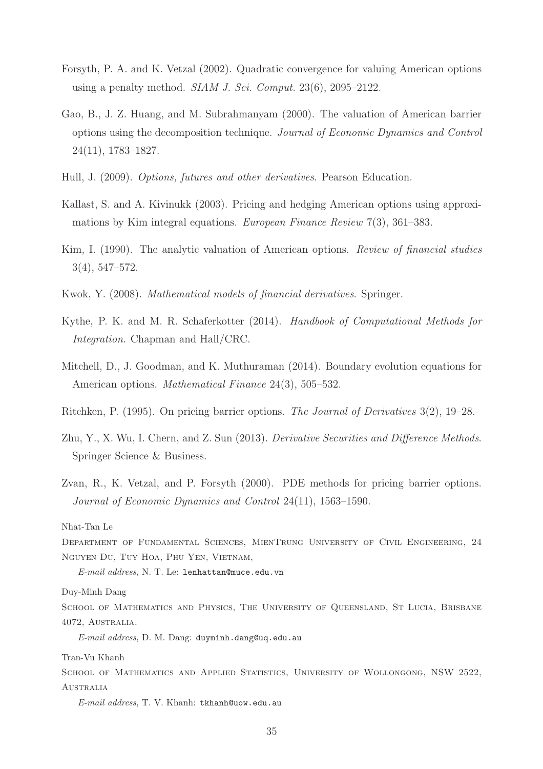Forsyth, P. A. and K. Vetzal (2002). Quadratic convergence for valuing American options using a penalty method. *SIAM J. Sci. Comput.* 23(6), 2095–2122.

Gao, B., J. Z. Huang, and M. Subrahmanyam (2000). The valuation of American barrier options using the decomposition technique. *Journal of Economic Dynamics and Control* 24(11), 1783–1827.

Hull, J. (2009). *Options, futures and other derivatives*. Pearson Education.

Kallast, S. and A. Kivinukk (2003). Pricing and hedging American options using approximations by Kim integral equations. *European Finance Review* 7(3), 361–383.

Kim, I. (1990). The analytic valuation of American options. *Review of financial studies* 3(4), 547–572.

Kwok, Y. (2008). *Mathematical models of financial derivatives*. Springer.

Kythe, P. K. and M. R. Schaferkotter (2014). *Handbook of Computational Methods for Integration*. Chapman and Hall/CRC.

Mitchell, D., J. Goodman, and K. Muthuraman (2014). Boundary evolution equations for American options. *Mathematical Finance* 24(3), 505–532.

Ritchken, P. (1995). On pricing barrier options. *The Journal of Derivatives* 3(2), 19–28.

Zhu, Y., X. Wu, I. Chern, and Z. Sun (2013). *Derivative Securities and Difference Methods*. Springer Science & Business.

Zvan, R., K. Vetzal, and P. Forsyth (2000). PDE methods for pricing barrier options. *Journal of Economic Dynamics and Control* 24(11), 1563–1590.

Nhat-Tan Le

Department of Fundamental Sciences, MienTrung University of Civil Engineering, 24 Nguyen Du, Tuy Hoa, Phu Yen, Vietnam,

*E-mail address*, N. T. Le: lenhattan@muce.edu.vn

Duy-Minh Dang

School of Mathematics and Physics, The University of Queensland, St Lucia, Brisbane 4072, Australia.

*E-mail address*, D. M. Dang: duyminh.dang@uq.edu.au

Tran-Vu Khanh

School of Mathematics and Applied Statistics, University of Wollongong, NSW 2522, Australia

*E-mail address*, T. V. Khanh: tkhanh@uow.edu.au